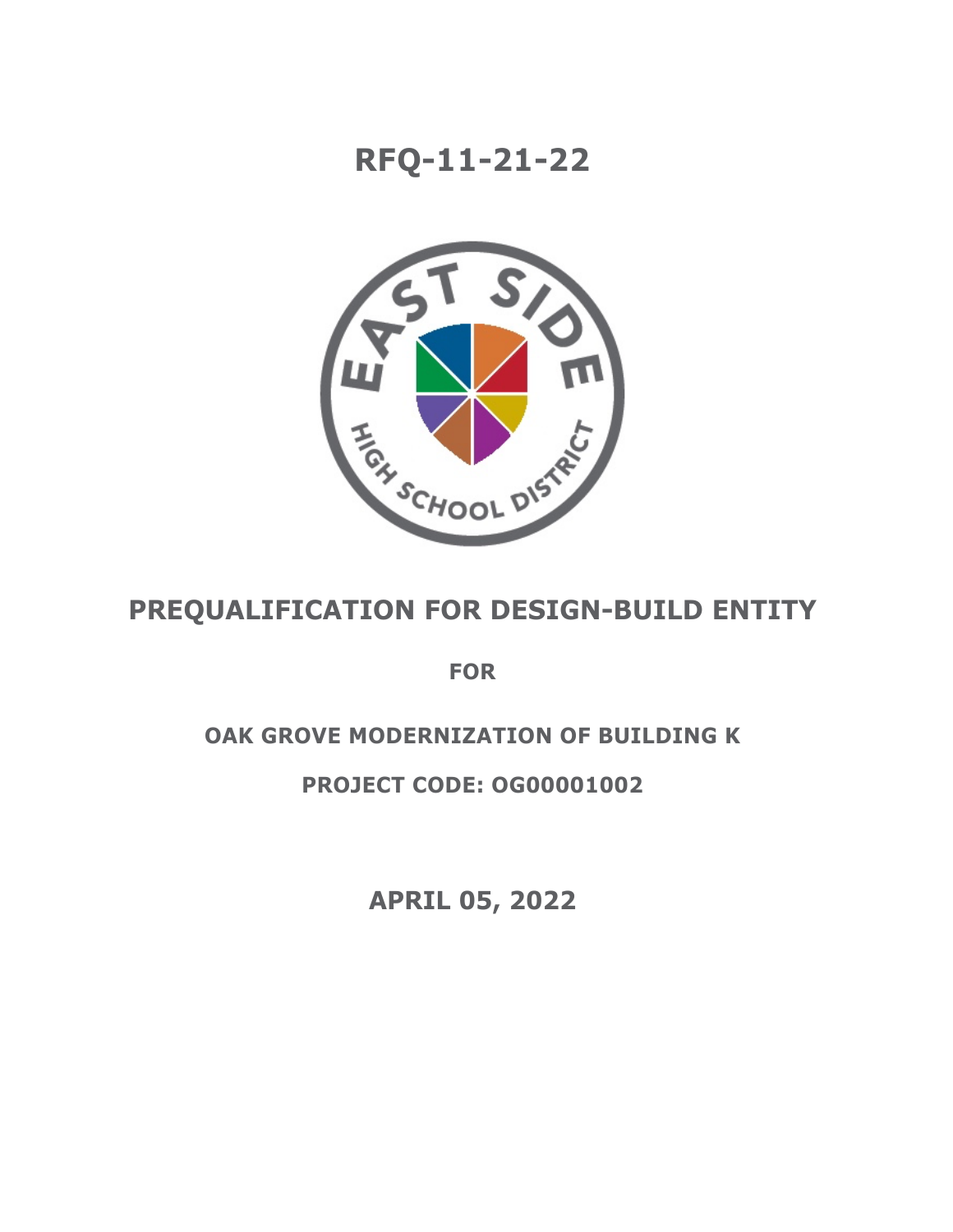# RFQ-11-21-22

# PREQUALIFICATION FOR DESIGN-BUILD ENTITY

**FOR**

**OAK GROVE MODERNIZATION OF BUILDING K**

**PROJECT CODE: OG00001002**

**APRIL 05, 2022**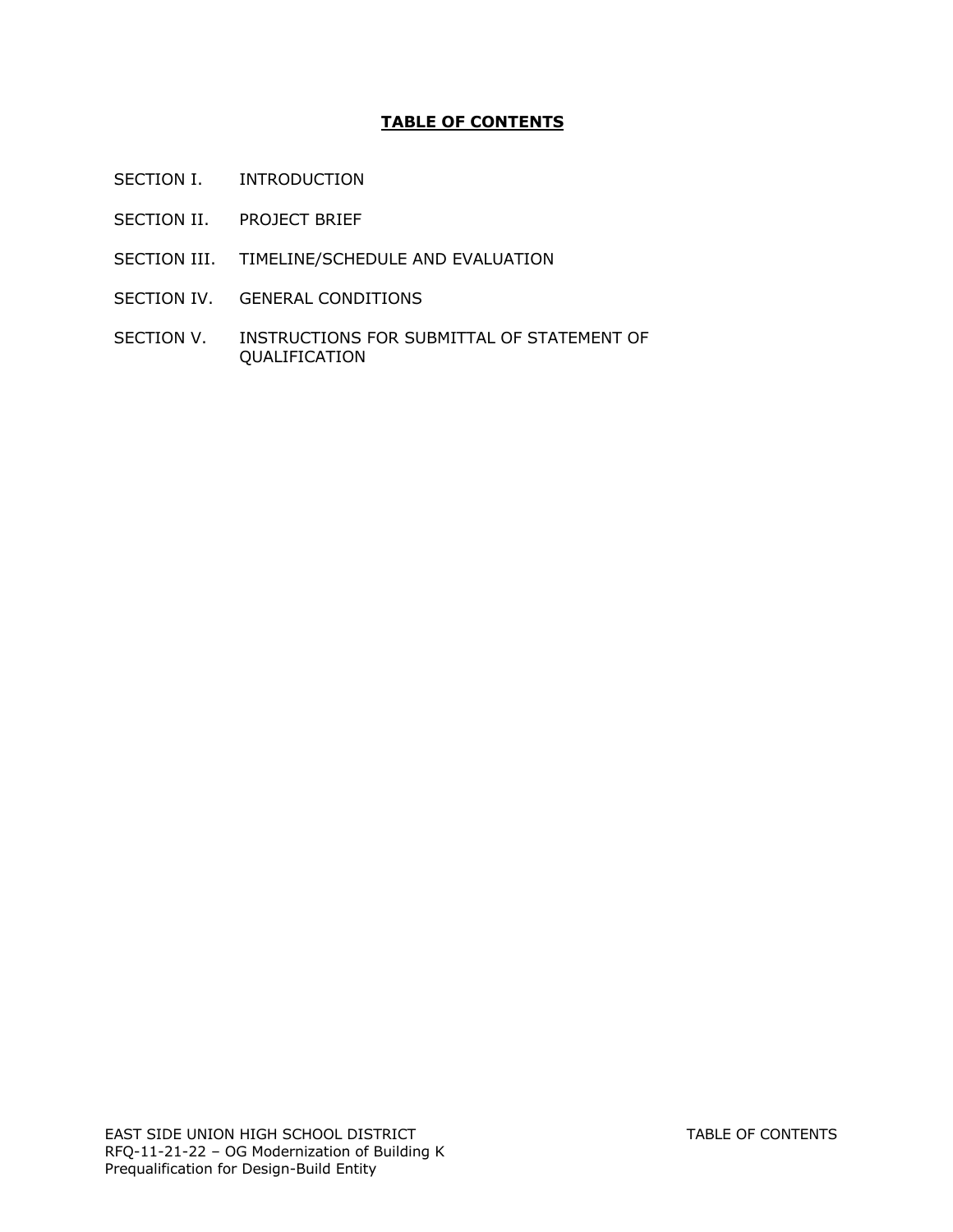# TABLE OF CONTENTS

SECTION I. INTRODUCTION

SECTION II. PROJECT BRIEF

SECTION III. TIMELINE/SCHEDULE AND EVALUATION

SECTION IV. GENERAL CONDITIONS

SECTION V. INSTRUCTIONS FOR SUBMITTAL OF STATEMENT OF QUALIFICATION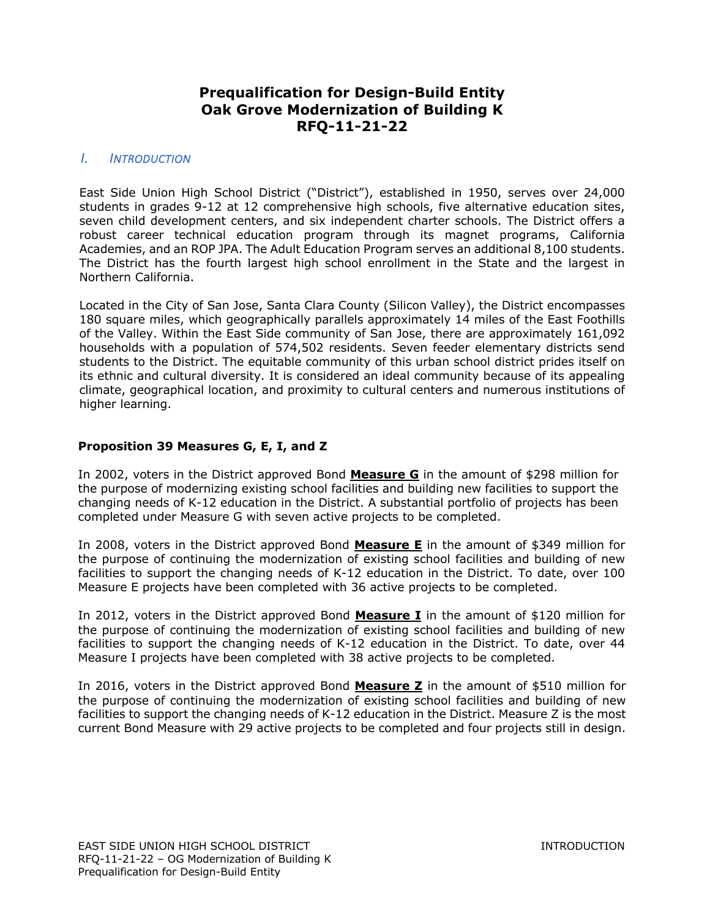# Prequalification for Design-Build Entity
# Oak Grove Modernization of Building K
# RFQ-11-21-22

## *I. INTRODUCTION*

East Side Union High School District ("District"), established in 1950, serves over 24,000 students in grades 9-12 at 12 comprehensive high schools, five alternative education sites, seven child development centers, and six independent charter schools. The District offers a robust career technical education program through its magnet programs, California Academies, and an ROP JPA. The Adult Education Program serves an additional 8,100 students. The District has the fourth largest high school enrollment in the State and the largest in Northern California.

Located in the City of San Jose, Santa Clara County (Silicon Valley), the District encompasses 180 square miles, which geographically parallels approximately 14 miles of the East Foothills of the Valley. Within the East Side community of San Jose, there are approximately 161,092 households with a population of 574,502 residents. Seven feeder elementary districts send students to the District. The equitable community of this urban school district prides itself on its ethnic and cultural diversity. It is considered an ideal community because of its appealing climate, geographical location, and proximity to cultural centers and numerous institutions of higher learning.

**Proposition 39 Measures G, E, I, and Z**

In 2002, voters in the District approved Bond **Measure G** in the amount of $298 million for the purpose of modernizing existing school facilities and building new facilities to support the changing needs of K-12 education in the District. A substantial portfolio of projects has been completed under Measure G with seven active projects to be completed.

In 2008, voters in the District approved Bond **Measure E** in the amount of $349 million for the purpose of continuing the modernization of existing school facilities and building of new facilities to support the changing needs of K-12 education in the District. To date, over 100 Measure E projects have been completed with 36 active projects to be completed.

In 2012, voters in the District approved Bond **Measure I** in the amount of $120 million for the purpose of continuing the modernization of existing school facilities and building of new facilities to support the changing needs of K-12 education in the District. To date, over 44 Measure I projects have been completed with 38 active projects to be completed.

In 2016, voters in the District approved Bond **Measure Z** in the amount of $510 million for the purpose of continuing the modernization of existing school facilities and building of new facilities to support the changing needs of K-12 education in the District. Measure Z is the most current Bond Measure with 29 active projects to be completed and four projects still in design.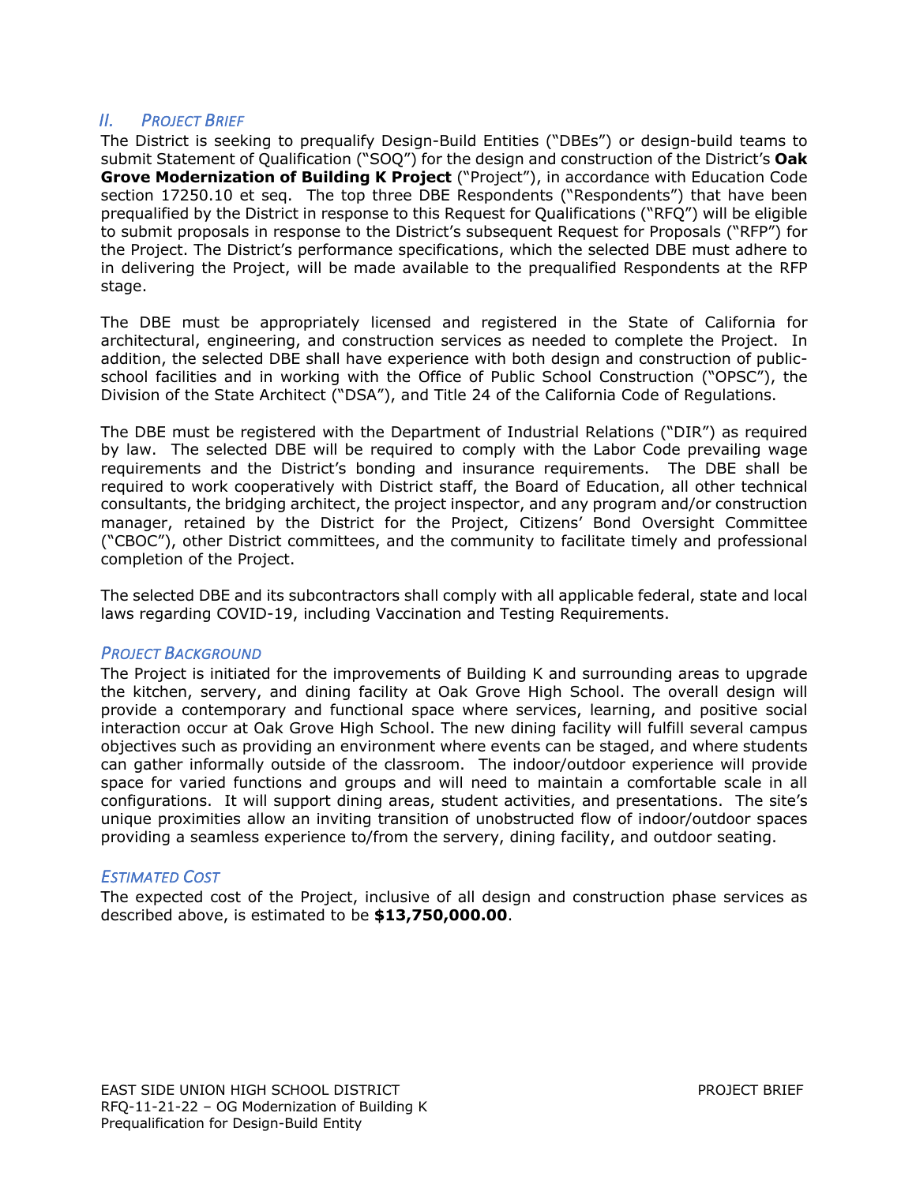## *II. Project Brief*

The District is seeking to prequalify Design-Build Entities ("DBEs") or design-build teams to submit Statement of Qualification ("SOQ") for the design and construction of the District's **Oak Grove Modernization of Building K Project** ("Project"), in accordance with Education Code section 17250.10 et seq. The top three DBE Respondents ("Respondents") that have been prequalified by the District in response to this Request for Qualifications ("RFQ") will be eligible to submit proposals in response to the District's subsequent Request for Proposals ("RFP") for the Project. The District's performance specifications, which the selected DBE must adhere to in delivering the Project, will be made available to the prequalified Respondents at the RFP stage.

The DBE must be appropriately licensed and registered in the State of California for architectural, engineering, and construction services as needed to complete the Project. In addition, the selected DBE shall have experience with both design and construction of public-school facilities and in working with the Office of Public School Construction ("OPSC"), the Division of the State Architect ("DSA"), and Title 24 of the California Code of Regulations.

The DBE must be registered with the Department of Industrial Relations ("DIR") as required by law. The selected DBE will be required to comply with the Labor Code prevailing wage requirements and the District's bonding and insurance requirements. The DBE shall be required to work cooperatively with District staff, the Board of Education, all other technical consultants, the bridging architect, the project inspector, and any program and/or construction manager, retained by the District for the Project, Citizens' Bond Oversight Committee ("CBOC"), other District committees, and the community to facilitate timely and professional completion of the Project.

The selected DBE and its subcontractors shall comply with all applicable federal, state and local laws regarding COVID-19, including Vaccination and Testing Requirements.

### *Project Background*

The Project is initiated for the improvements of Building K and surrounding areas to upgrade the kitchen, servery, and dining facility at Oak Grove High School. The overall design will provide a contemporary and functional space where services, learning, and positive social interaction occur at Oak Grove High School. The new dining facility will fulfill several campus objectives such as providing an environment where events can be staged, and where students can gather informally outside of the classroom. The indoor/outdoor experience will provide space for varied functions and groups and will need to maintain a comfortable scale in all configurations. It will support dining areas, student activities, and presentations. The site's unique proximities allow an inviting transition of unobstructed flow of indoor/outdoor spaces providing a seamless experience to/from the servery, dining facility, and outdoor seating.

### *Estimated Cost*

The expected cost of the Project, inclusive of all design and construction phase services as described above, is estimated to be **$13,750,000.00**.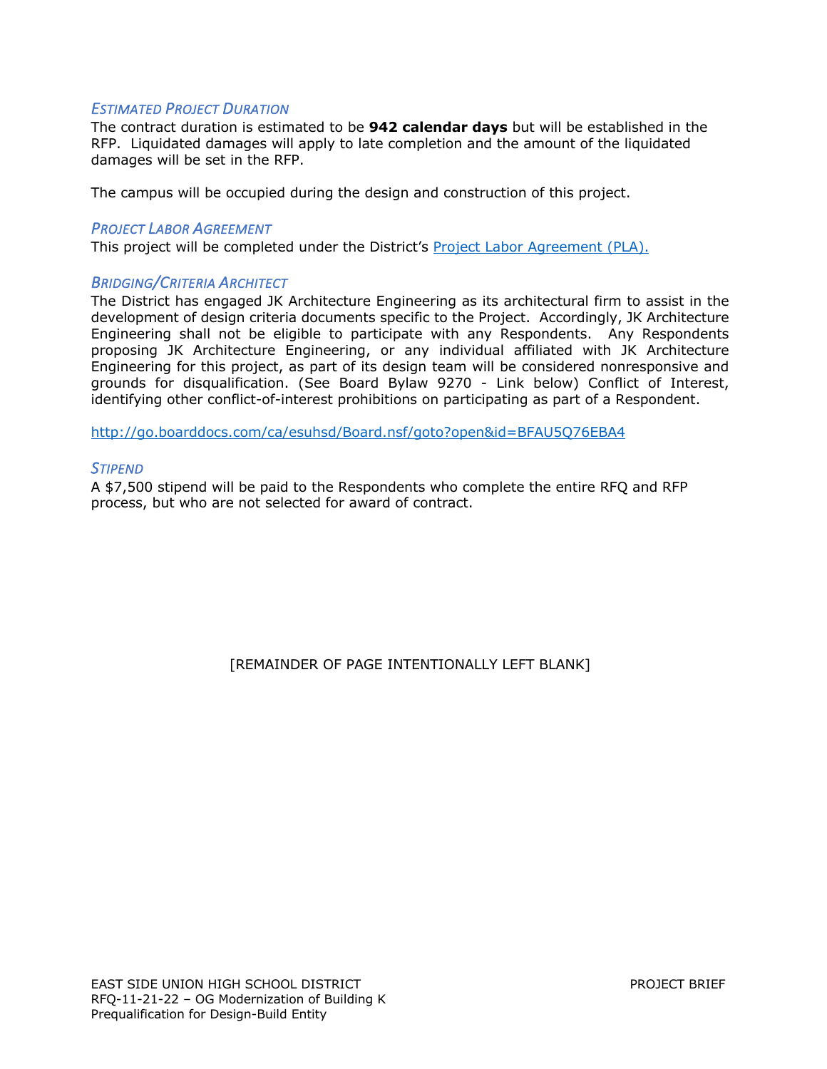### *Estimated Project Duration*

The contract duration is estimated to be **942 calendar days** but will be established in the RFP. Liquidated damages will apply to late completion and the amount of the liquidated damages will be set in the RFP.

The campus will be occupied during the design and construction of this project.

### *Project Labor Agreement*

This project will be completed under the District's [Project Labor Agreement (PLA).]()

### *Bridging/Criteria Architect*

The District has engaged JK Architecture Engineering as its architectural firm to assist in the development of design criteria documents specific to the Project. Accordingly, JK Architecture Engineering shall not be eligible to participate with any Respondents. Any Respondents proposing JK Architecture Engineering, or any individual affiliated with JK Architecture Engineering for this project, as part of its design team will be considered nonresponsive and grounds for disqualification. (See Board Bylaw 9270 - Link below) Conflict of Interest, identifying other conflict-of-interest prohibitions on participating as part of a Respondent.

http://go.boarddocs.com/ca/esuhsd/Board.nsf/goto?open&id=BFAU5Q76EBA4

### *Stipend*

A $7,500 stipend will be paid to the Respondents who complete the entire RFQ and RFP process, but who are not selected for award of contract.

[REMAINDER OF PAGE INTENTIONALLY LEFT BLANK]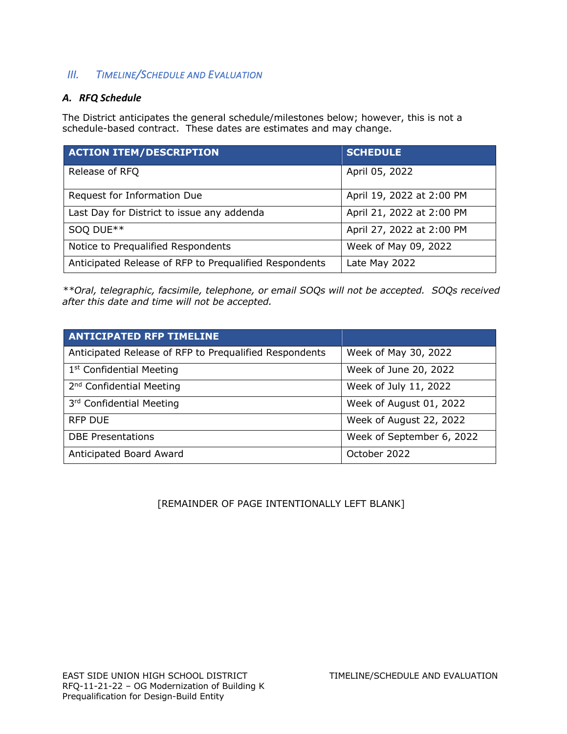## III. TIMELINE/SCHEDULE AND EVALUATION

### A. RFQ Schedule

The District anticipates the general schedule/milestones below; however, this is not a schedule-based contract. These dates are estimates and may change.

| ACTION ITEM/DESCRIPTION | SCHEDULE |
|---|---|
| Release of RFQ | April 05, 2022 |
| Request for Information Due | April 19, 2022 at 2:00 PM |
| Last Day for District to issue any addenda | April 21, 2022 at 2:00 PM |
| SOQ DUE** | April 27, 2022 at 2:00 PM |
| Notice to Prequalified Respondents | Week of May 09, 2022 |
| Anticipated Release of RFP to Prequalified Respondents | Late May 2022 |

*\*\*Oral, telegraphic, facsimile, telephone, or email SOQs will not be accepted. SOQs received after this date and time will not be accepted.*

| ANTICIPATED RFP TIMELINE | |
|---|---|
| Anticipated Release of RFP to Prequalified Respondents | Week of May 30, 2022 |
| 1st Confidential Meeting | Week of June 20, 2022 |
| 2nd Confidential Meeting | Week of July 11, 2022 |
| 3rd Confidential Meeting | Week of August 01, 2022 |
| RFP DUE | Week of August 22, 2022 |
| DBE Presentations | Week of September 6, 2022 |
| Anticipated Board Award | October 2022 |

[REMAINDER OF PAGE INTENTIONALLY LEFT BLANK]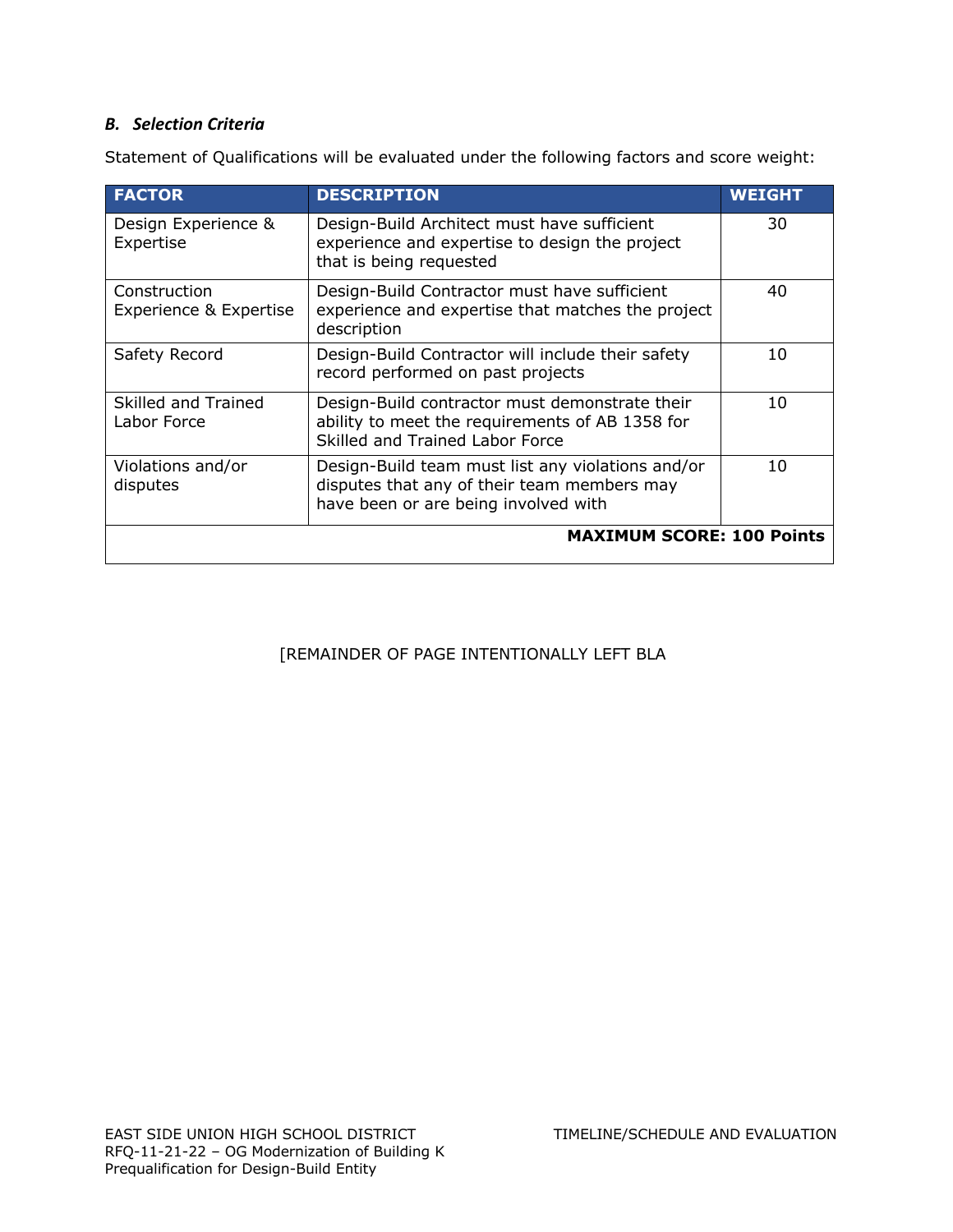### *B. Selection Criteria*

Statement of Qualifications will be evaluated under the following factors and score weight:

| FACTOR | DESCRIPTION | WEIGHT |
|---|---|---|
| Design Experience & Expertise | Design-Build Architect must have sufficient experience and expertise to design the project that is being requested | 30 |
| Construction Experience & Expertise | Design-Build Contractor must have sufficient experience and expertise that matches the project description | 40 |
| Safety Record | Design-Build Contractor will include their safety record performed on past projects | 10 |
| Skilled and Trained Labor Force | Design-Build contractor must demonstrate their ability to meet the requirements of AB 1358 for Skilled and Trained Labor Force | 10 |
| Violations and/or disputes | Design-Build team must list any violations and/or disputes that any of their team members may have been or are being involved with | 10 |
| | | **MAXIMUM SCORE: 100 Points** |

[REMAINDER OF PAGE INTENTIONALLY LEFT BLA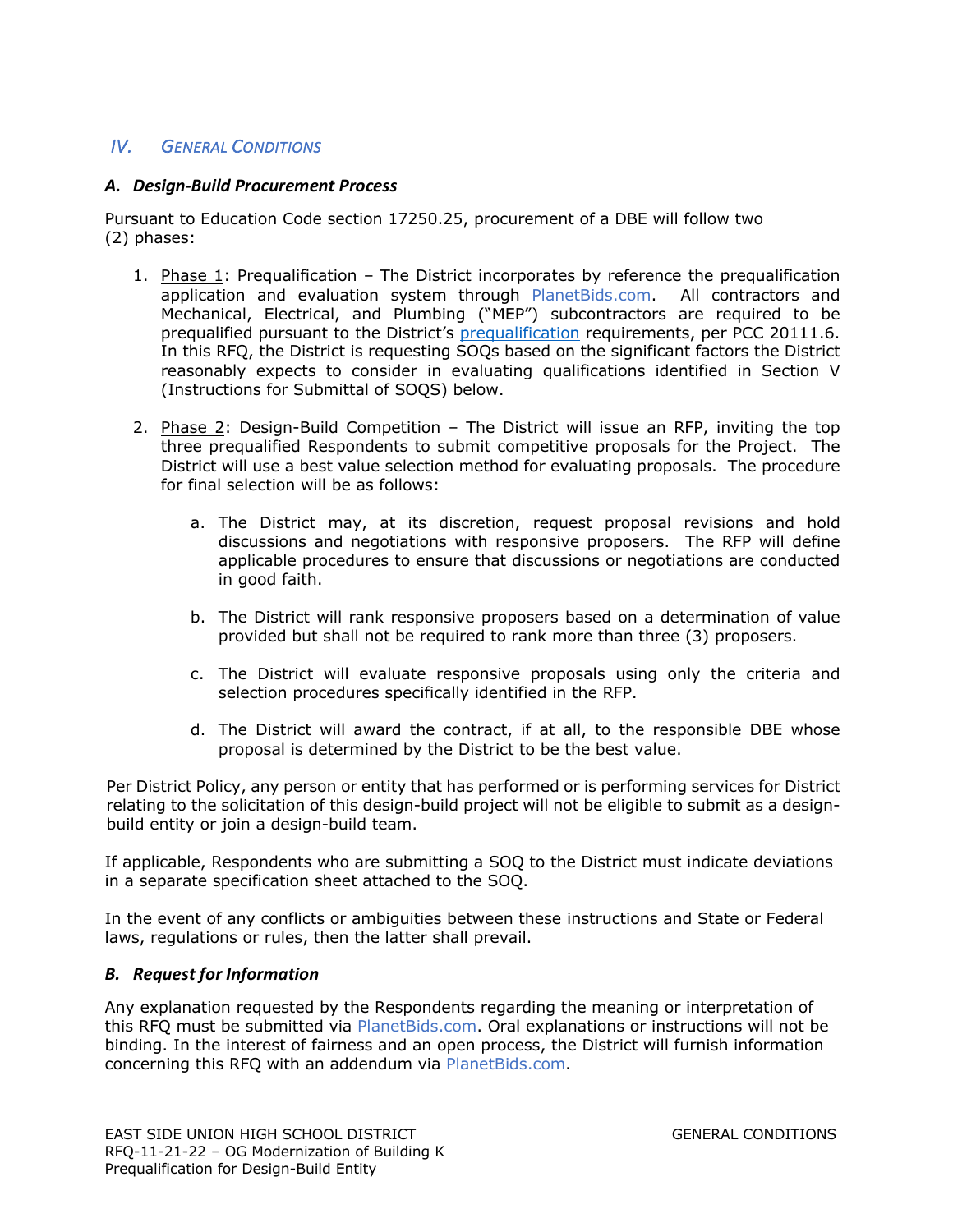## IV. *GENERAL CONDITIONS*

### *A. Design-Build Procurement Process*

Pursuant to Education Code section 17250.25, procurement of a DBE will follow two (2) phases:

1. Phase 1: Prequalification – The District incorporates by reference the prequalification application and evaluation system through PlanetBids.com. All contractors and Mechanical, Electrical, and Plumbing ("MEP") subcontractors are required to be prequalified pursuant to the District's prequalification requirements, per PCC 20111.6. In this RFQ, the District is requesting SOQs based on the significant factors the District reasonably expects to consider in evaluating qualifications identified in Section V (Instructions for Submittal of SOQS) below.

2. Phase 2: Design-Build Competition – The District will issue an RFP, inviting the top three prequalified Respondents to submit competitive proposals for the Project. The District will use a best value selection method for evaluating proposals. The procedure for final selection will be as follows:

   a. The District may, at its discretion, request proposal revisions and hold discussions and negotiations with responsive proposers. The RFP will define applicable procedures to ensure that discussions or negotiations are conducted in good faith.

   b. The District will rank responsive proposers based on a determination of value provided but shall not be required to rank more than three (3) proposers.

   c. The District will evaluate responsive proposals using only the criteria and selection procedures specifically identified in the RFP.

   d. The District will award the contract, if at all, to the responsible DBE whose proposal is determined by the District to be the best value.

Per District Policy, any person or entity that has performed or is performing services for District relating to the solicitation of this design-build project will not be eligible to submit as a design-build entity or join a design-build team.

If applicable, Respondents who are submitting a SOQ to the District must indicate deviations in a separate specification sheet attached to the SOQ.

In the event of any conflicts or ambiguities between these instructions and State or Federal laws, regulations or rules, then the latter shall prevail.

### *B. Request for Information*

Any explanation requested by the Respondents regarding the meaning or interpretation of this RFQ must be submitted via PlanetBids.com. Oral explanations or instructions will not be binding. In the interest of fairness and an open process, the District will furnish information concerning this RFQ with an addendum via PlanetBids.com.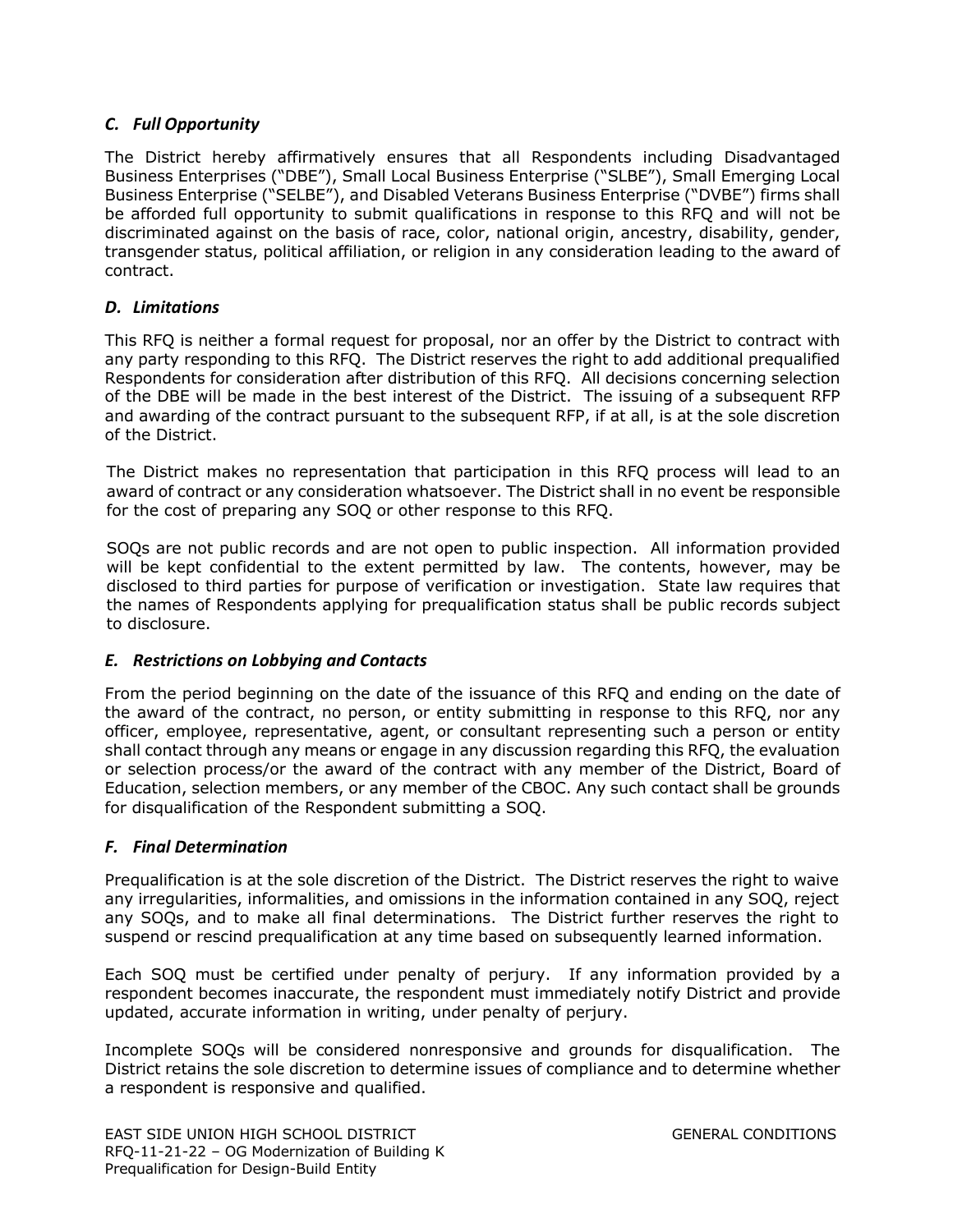### *C. Full Opportunity*

The District hereby affirmatively ensures that all Respondents including Disadvantaged Business Enterprises ("DBE"), Small Local Business Enterprise ("SLBE"), Small Emerging Local Business Enterprise ("SELBE"), and Disabled Veterans Business Enterprise ("DVBE") firms shall be afforded full opportunity to submit qualifications in response to this RFQ and will not be discriminated against on the basis of race, color, national origin, ancestry, disability, gender, transgender status, political affiliation, or religion in any consideration leading to the award of contract.

### *D. Limitations*

This RFQ is neither a formal request for proposal, nor an offer by the District to contract with any party responding to this RFQ. The District reserves the right to add additional prequalified Respondents for consideration after distribution of this RFQ. All decisions concerning selection of the DBE will be made in the best interest of the District. The issuing of a subsequent RFP and awarding of the contract pursuant to the subsequent RFP, if at all, is at the sole discretion of the District.

The District makes no representation that participation in this RFQ process will lead to an award of contract or any consideration whatsoever. The District shall in no event be responsible for the cost of preparing any SOQ or other response to this RFQ.

SOQs are not public records and are not open to public inspection. All information provided will be kept confidential to the extent permitted by law. The contents, however, may be disclosed to third parties for purpose of verification or investigation. State law requires that the names of Respondents applying for prequalification status shall be public records subject to disclosure.

### *E. Restrictions on Lobbying and Contacts*

From the period beginning on the date of the issuance of this RFQ and ending on the date of the award of the contract, no person, or entity submitting in response to this RFQ, nor any officer, employee, representative, agent, or consultant representing such a person or entity shall contact through any means or engage in any discussion regarding this RFQ, the evaluation or selection process/or the award of the contract with any member of the District, Board of Education, selection members, or any member of the CBOC. Any such contact shall be grounds for disqualification of the Respondent submitting a SOQ.

### *F. Final Determination*

Prequalification is at the sole discretion of the District. The District reserves the right to waive any irregularities, informalities, and omissions in the information contained in any SOQ, reject any SOQs, and to make all final determinations. The District further reserves the right to suspend or rescind prequalification at any time based on subsequently learned information.

Each SOQ must be certified under penalty of perjury. If any information provided by a respondent becomes inaccurate, the respondent must immediately notify District and provide updated, accurate information in writing, under penalty of perjury.

Incomplete SOQs will be considered nonresponsive and grounds for disqualification. The District retains the sole discretion to determine issues of compliance and to determine whether a respondent is responsive and qualified.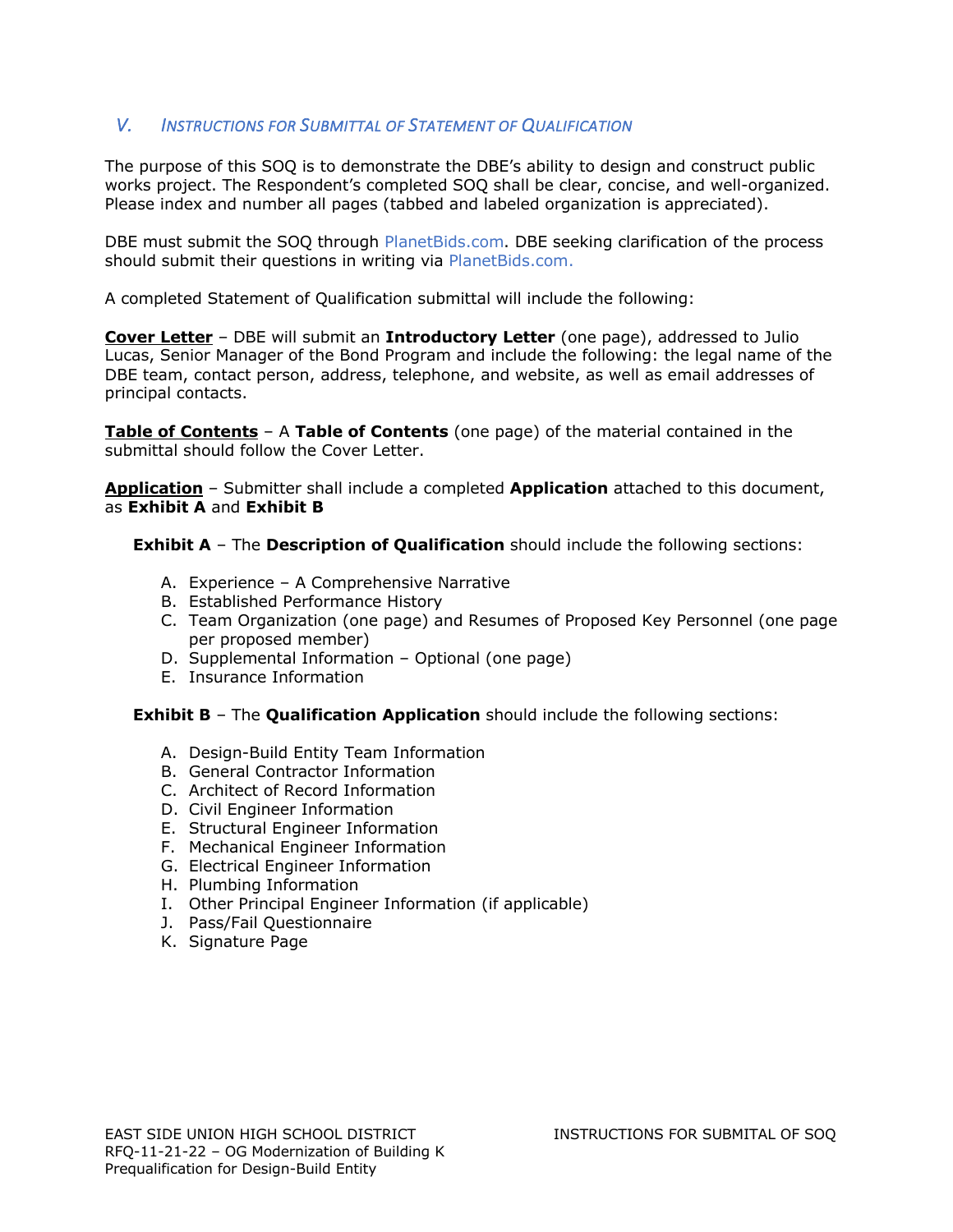## V. *Instructions for Submittal of Statement of Qualification*

The purpose of this SOQ is to demonstrate the DBE's ability to design and construct public works project. The Respondent's completed SOQ shall be clear, concise, and well-organized. Please index and number all pages (tabbed and labeled organization is appreciated).

DBE must submit the SOQ through PlanetBids.com. DBE seeking clarification of the process should submit their questions in writing via PlanetBids.com.

A completed Statement of Qualification submittal will include the following:

**Cover Letter** – DBE will submit an **Introductory Letter** (one page), addressed to Julio Lucas, Senior Manager of the Bond Program and include the following: the legal name of the DBE team, contact person, address, telephone, and website, as well as email addresses of principal contacts.

**Table of Contents** – A **Table of Contents** (one page) of the material contained in the submittal should follow the Cover Letter.

**Application** – Submitter shall include a completed **Application** attached to this document, as **Exhibit A** and **Exhibit B**

**Exhibit A** – The **Description of Qualification** should include the following sections:

A. Experience – A Comprehensive Narrative
B. Established Performance History
C. Team Organization (one page) and Resumes of Proposed Key Personnel (one page per proposed member)
D. Supplemental Information – Optional (one page)
E. Insurance Information

**Exhibit B** – The **Qualification Application** should include the following sections:

A. Design-Build Entity Team Information
B. General Contractor Information
C. Architect of Record Information
D. Civil Engineer Information
E. Structural Engineer Information
F. Mechanical Engineer Information
G. Electrical Engineer Information
H. Plumbing Information
I. Other Principal Engineer Information (if applicable)
J. Pass/Fail Questionnaire
K. Signature Page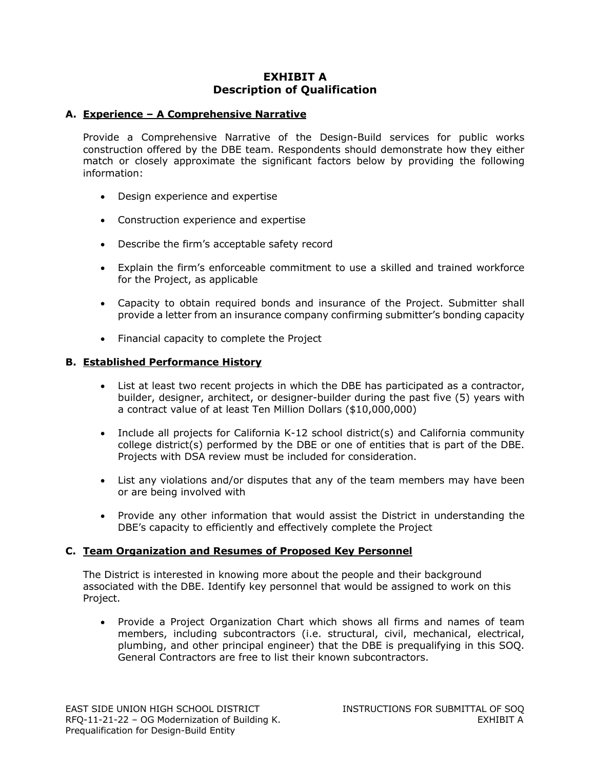# EXHIBIT A
# Description of Qualification

## A. Experience – A Comprehensive Narrative

Provide a Comprehensive Narrative of the Design-Build services for public works construction offered by the DBE team. Respondents should demonstrate how they either match or closely approximate the significant factors below by providing the following information:

- Design experience and expertise
- Construction experience and expertise
- Describe the firm's acceptable safety record
- Explain the firm's enforceable commitment to use a skilled and trained workforce for the Project, as applicable
- Capacity to obtain required bonds and insurance of the Project. Submitter shall provide a letter from an insurance company confirming submitter's bonding capacity
- Financial capacity to complete the Project

## B. Established Performance History

- List at least two recent projects in which the DBE has participated as a contractor, builder, designer, architect, or designer-builder during the past five (5) years with a contract value of at least Ten Million Dollars ($10,000,000)
- Include all projects for California K-12 school district(s) and California community college district(s) performed by the DBE or one of entities that is part of the DBE. Projects with DSA review must be included for consideration.
- List any violations and/or disputes that any of the team members may have been or are being involved with
- Provide any other information that would assist the District in understanding the DBE's capacity to efficiently and effectively complete the Project

## C. Team Organization and Resumes of Proposed Key Personnel

The District is interested in knowing more about the people and their background associated with the DBE. Identify key personnel that would be assigned to work on this Project.

- Provide a Project Organization Chart which shows all firms and names of team members, including subcontractors (i.e. structural, civil, mechanical, electrical, plumbing, and other principal engineer) that the DBE is prequalifying in this SOQ. General Contractors are free to list their known subcontractors.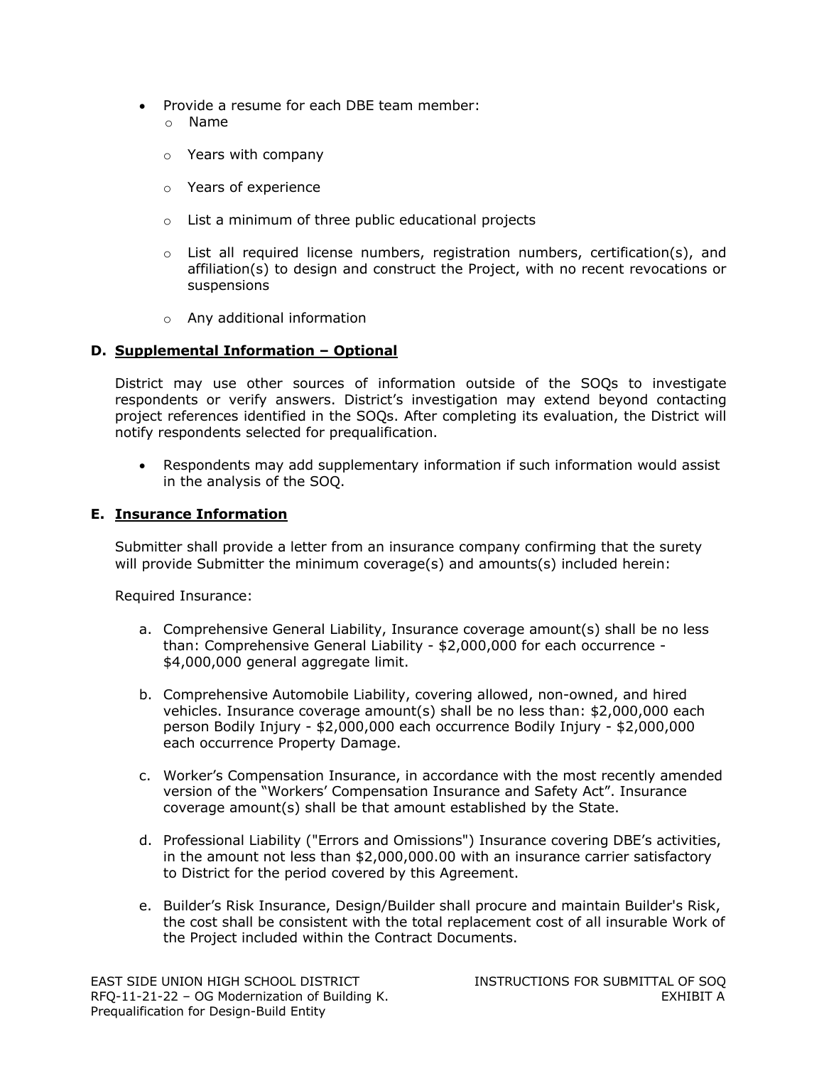- Provide a resume for each DBE team member:
  - Name
  - Years with company
  - Years of experience
  - List a minimum of three public educational projects
  - List all required license numbers, registration numbers, certification(s), and affiliation(s) to design and construct the Project, with no recent revocations or suspensions
  - Any additional information

### D. Supplemental Information – Optional

District may use other sources of information outside of the SOQs to investigate respondents or verify answers. District's investigation may extend beyond contacting project references identified in the SOQs. After completing its evaluation, the District will notify respondents selected for prequalification.

- Respondents may add supplementary information if such information would assist in the analysis of the SOQ.

### E. Insurance Information

Submitter shall provide a letter from an insurance company confirming that the surety will provide Submitter the minimum coverage(s) and amounts(s) included herein:

Required Insurance:

a. Comprehensive General Liability, Insurance coverage amount(s) shall be no less than: Comprehensive General Liability - $2,000,000 for each occurrence - $4,000,000 general aggregate limit.

b. Comprehensive Automobile Liability, covering allowed, non-owned, and hired vehicles. Insurance coverage amount(s) shall be no less than: $2,000,000 each person Bodily Injury - $2,000,000 each occurrence Bodily Injury - $2,000,000 each occurrence Property Damage.

c. Worker's Compensation Insurance, in accordance with the most recently amended version of the "Workers' Compensation Insurance and Safety Act". Insurance coverage amount(s) shall be that amount established by the State.

d. Professional Liability ("Errors and Omissions") Insurance covering DBE's activities, in the amount not less than $2,000,000.00 with an insurance carrier satisfactory to District for the period covered by this Agreement.

e. Builder's Risk Insurance, Design/Builder shall procure and maintain Builder's Risk, the cost shall be consistent with the total replacement cost of all insurable Work of the Project included within the Contract Documents.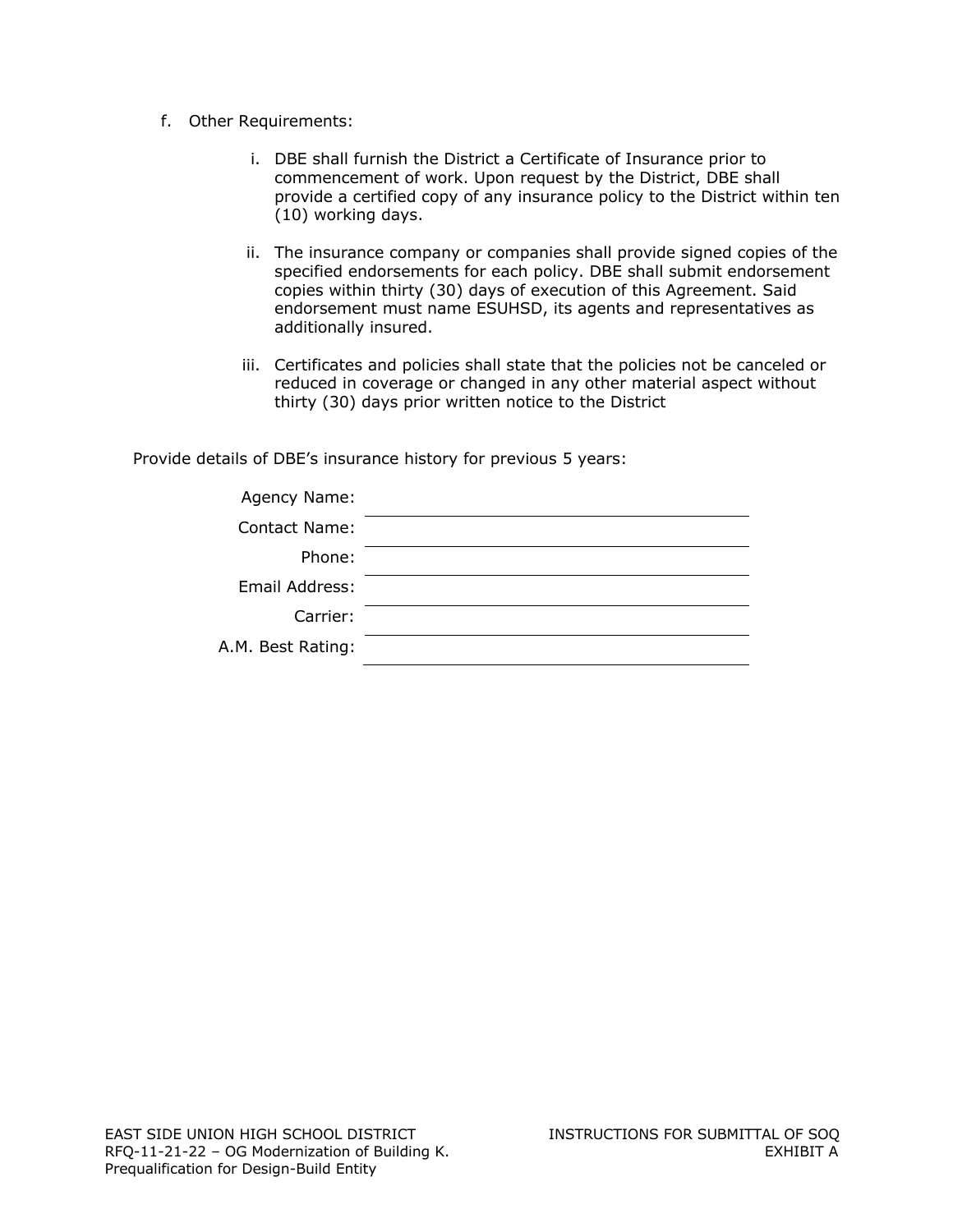f. Other Requirements:

   i. DBE shall furnish the District a Certificate of Insurance prior to commencement of work. Upon request by the District, DBE shall provide a certified copy of any insurance policy to the District within ten (10) working days.

   ii. The insurance company or companies shall provide signed copies of the specified endorsements for each policy. DBE shall submit endorsement copies within thirty (30) days of execution of this Agreement. Said endorsement must name ESUHSD, its agents and representatives as additionally insured.

   iii. Certificates and policies shall state that the policies not be canceled or reduced in coverage or changed in any other material aspect without thirty (30) days prior written notice to the District

Provide details of DBE's insurance history for previous 5 years:

Agency Name: ______________________________

Contact Name: ______________________________

Phone: ______________________________

Email Address: ______________________________

Carrier: ______________________________

A.M. Best Rating: ______________________________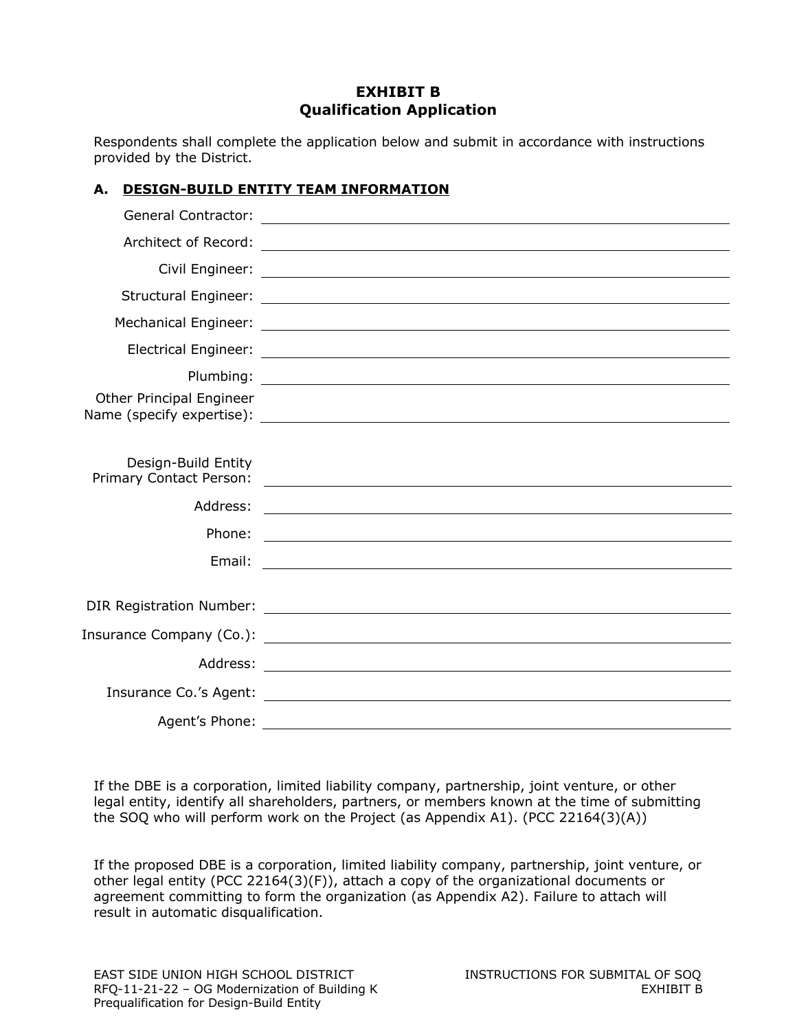# EXHIBIT B
## Qualification Application

Respondents shall complete the application below and submit in accordance with instructions provided by the District.

### A. DESIGN-BUILD ENTITY TEAM INFORMATION

General Contractor: ______________________________

Architect of Record: ______________________________

Civil Engineer: ______________________________

Structural Engineer: ______________________________

Mechanical Engineer: ______________________________

Electrical Engineer: ______________________________

Plumbing: ______________________________

Other Principal Engineer Name (specify expertise): ______________________________

Design-Build Entity Primary Contact Person: ______________________________

Address: ______________________________

Phone: ______________________________

Email: ______________________________

DIR Registration Number: ______________________________

Insurance Company (Co.): ______________________________

Address: ______________________________

Insurance Co.'s Agent: ______________________________

Agent's Phone: ______________________________

If the DBE is a corporation, limited liability company, partnership, joint venture, or other legal entity, identify all shareholders, partners, or members known at the time of submitting the SOQ who will perform work on the Project (as Appendix A1). (PCC 22164(3)(A))

If the proposed DBE is a corporation, limited liability company, partnership, joint venture, or other legal entity (PCC 22164(3)(F)), attach a copy of the organizational documents or agreement committing to form the organization (as Appendix A2). Failure to attach will result in automatic disqualification.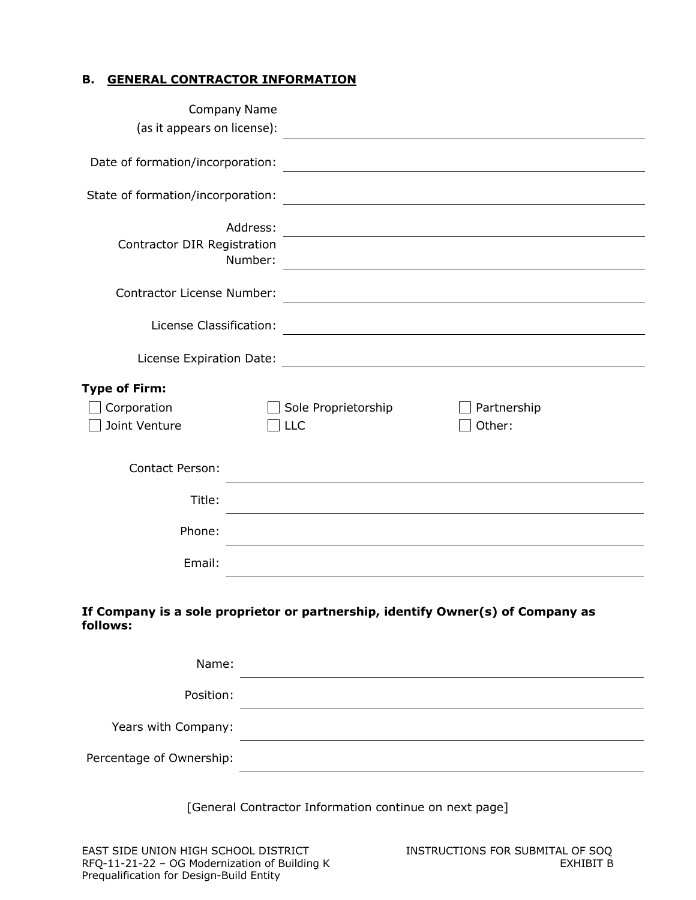## B. GENERAL CONTRACTOR INFORMATION

Company Name (as it appears on license): ______________________________

Date of formation/incorporation: ______________________________

State of formation/incorporation: ______________________________

Address: ______________________________

Contractor DIR Registration Number: ______________________________

Contractor License Number: ______________________________

License Classification: ______________________________

License Expiration Date: ______________________________

**Type of Firm:**

- ☐ Corporation
- ☐ Sole Proprietorship
- ☐ Partnership
- ☐ Joint Venture
- ☐ LLC
- ☐ Other:

Contact Person: ______________________________

Title: ______________________________

Phone: ______________________________

Email: ______________________________

**If Company is a sole proprietor or partnership, identify Owner(s) of Company as follows:**

Name: ______________________________

Position: ______________________________

Years with Company: ______________________________

Percentage of Ownership: ______________________________

[General Contractor Information continue on next page]

EAST SIDE UNION HIGH SCHOOL DISTRICT
RFQ-11-21-22 – OG Modernization of Building K
Prequalification for Design-Build Entity

INSTRUCTIONS FOR SUBMITAL OF SOQ
EXHIBIT B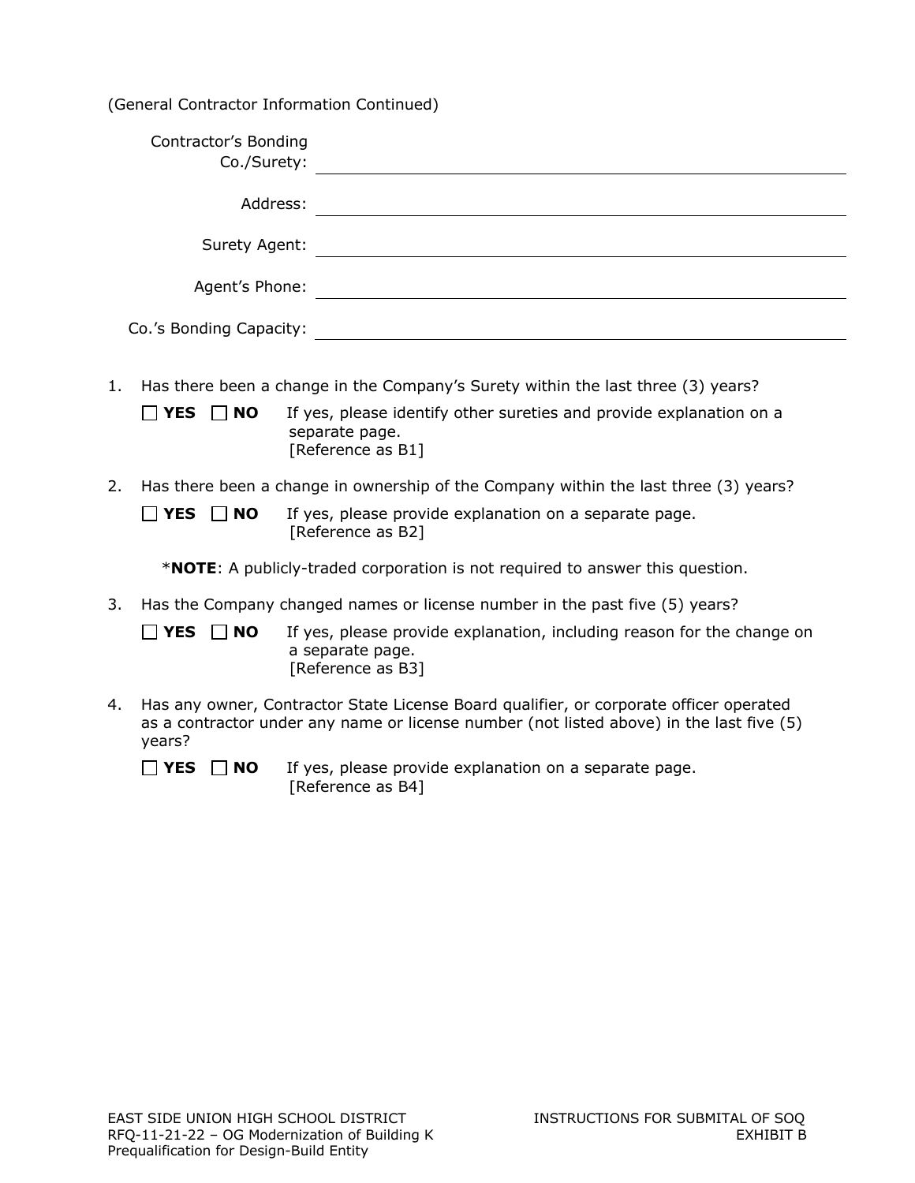(General Contractor Information Continued)

Contractor's Bonding Co./Surety: ______________________________

Address: ______________________________

Surety Agent: ______________________________

Agent's Phone: ______________________________

Co.'s Bonding Capacity: ______________________________

1. Has there been a change in the Company's Surety within the last three (3) years?

   ☐ **YES** ☐ **NO** If yes, please identify other sureties and provide explanation on a separate page. [Reference as B1]

2. Has there been a change in ownership of the Company within the last three (3) years?

   ☐ **YES** ☐ **NO** If yes, please provide explanation on a separate page. [Reference as B2]

   ***NOTE**: A publicly-traded corporation is not required to answer this question.

3. Has the Company changed names or license number in the past five (5) years?

   ☐ **YES** ☐ **NO** If yes, please provide explanation, including reason for the change on a separate page. [Reference as B3]

4. Has any owner, Contractor State License Board qualifier, or corporate officer operated as a contractor under any name or license number (not listed above) in the last five (5) years?

   ☐ **YES** ☐ **NO** If yes, please provide explanation on a separate page. [Reference as B4]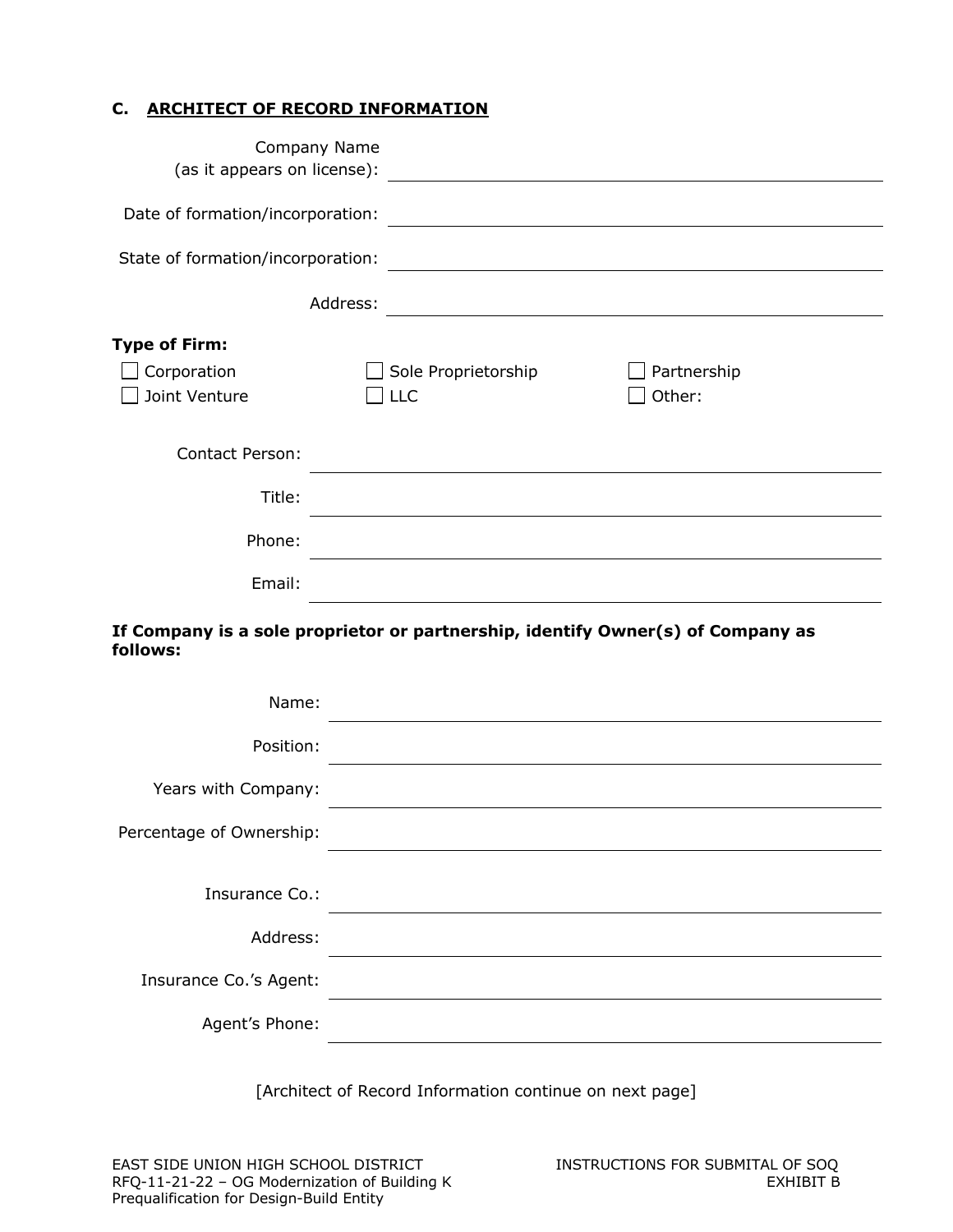## C. ARCHITECT OF RECORD INFORMATION

Company Name (as it appears on license): ______________________________

Date of formation/incorporation: ______________________________

State of formation/incorporation: ______________________________

Address: ______________________________

**Type of Firm:**

- ☐ Corporation
- ☐ Sole Proprietorship
- ☐ Partnership
- ☐ Joint Venture
- ☐ LLC
- ☐ Other:

Contact Person: ______________________________

Title: ______________________________

Phone: ______________________________

Email: ______________________________

**If Company is a sole proprietor or partnership, identify Owner(s) of Company as follows:**

Name: ______________________________

Position: ______________________________

Years with Company: ______________________________

Percentage of Ownership: ______________________________

Insurance Co.: ______________________________

Address: ______________________________

Insurance Co.'s Agent: ______________________________

Agent's Phone: ______________________________

[Architect of Record Information continue on next page]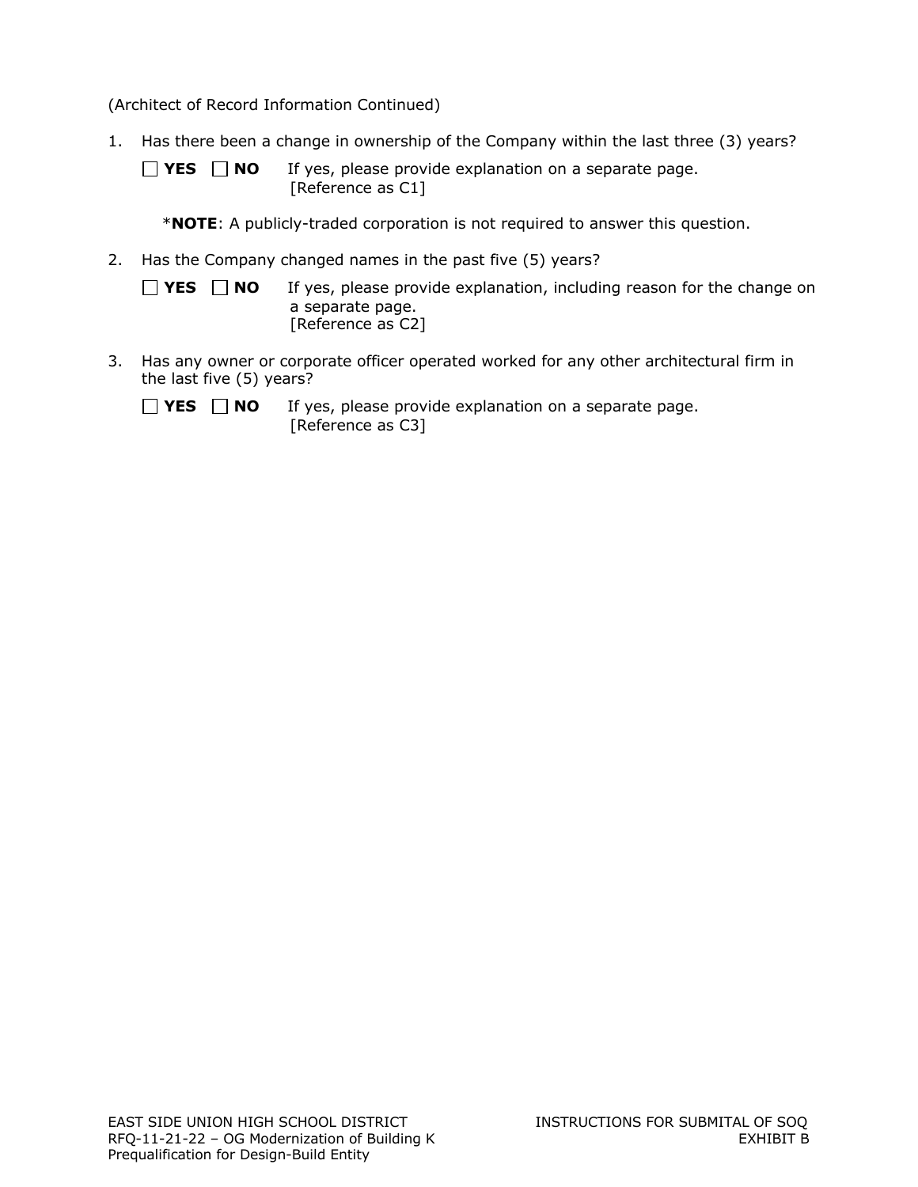(Architect of Record Information Continued)

1. Has there been a change in ownership of the Company within the last three (3) years?

   ☐ **YES** ☐ **NO** If yes, please provide explanation on a separate page. [Reference as C1]

   ***NOTE**: A publicly-traded corporation is not required to answer this question.

2. Has the Company changed names in the past five (5) years?

   ☐ **YES** ☐ **NO** If yes, please provide explanation, including reason for the change on a separate page. [Reference as C2]

3. Has any owner or corporate officer operated worked for any other architectural firm in the last five (5) years?

   ☐ **YES** ☐ **NO** If yes, please provide explanation on a separate page. [Reference as C3]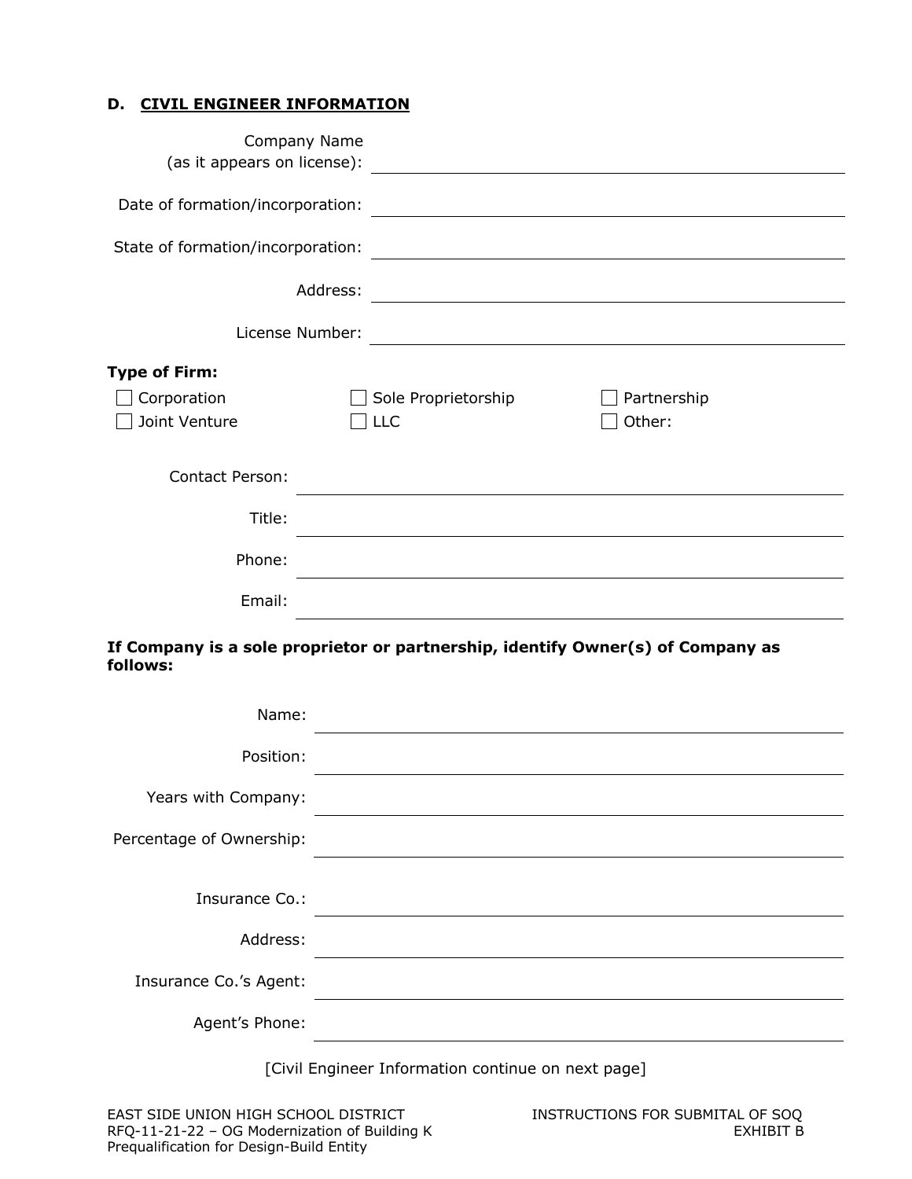## D. CIVIL ENGINEER INFORMATION

Company Name (as it appears on license): ______________________________

Date of formation/incorporation: ______________________________

State of formation/incorporation: ______________________________

Address: ______________________________

License Number: ______________________________

**Type of Firm:**

- ☐ Corporation
- ☐ Sole Proprietorship
- ☐ Partnership
- ☐ Joint Venture
- ☐ LLC
- ☐ Other:

Contact Person: ______________________________

Title: ______________________________

Phone: ______________________________

Email: ______________________________

**If Company is a sole proprietor or partnership, identify Owner(s) of Company as follows:**

Name: ______________________________

Position: ______________________________

Years with Company: ______________________________

Percentage of Ownership: ______________________________

Insurance Co.: ______________________________

Address: ______________________________

Insurance Co.'s Agent: ______________________________

Agent's Phone: ______________________________

[Civil Engineer Information continue on next page]

EAST SIDE UNION HIGH SCHOOL DISTRICT
RFQ-11-21-22 – OG Modernization of Building K
Prequalification for Design-Build Entity

INSTRUCTIONS FOR SUBMITAL OF SOQ
EXHIBIT B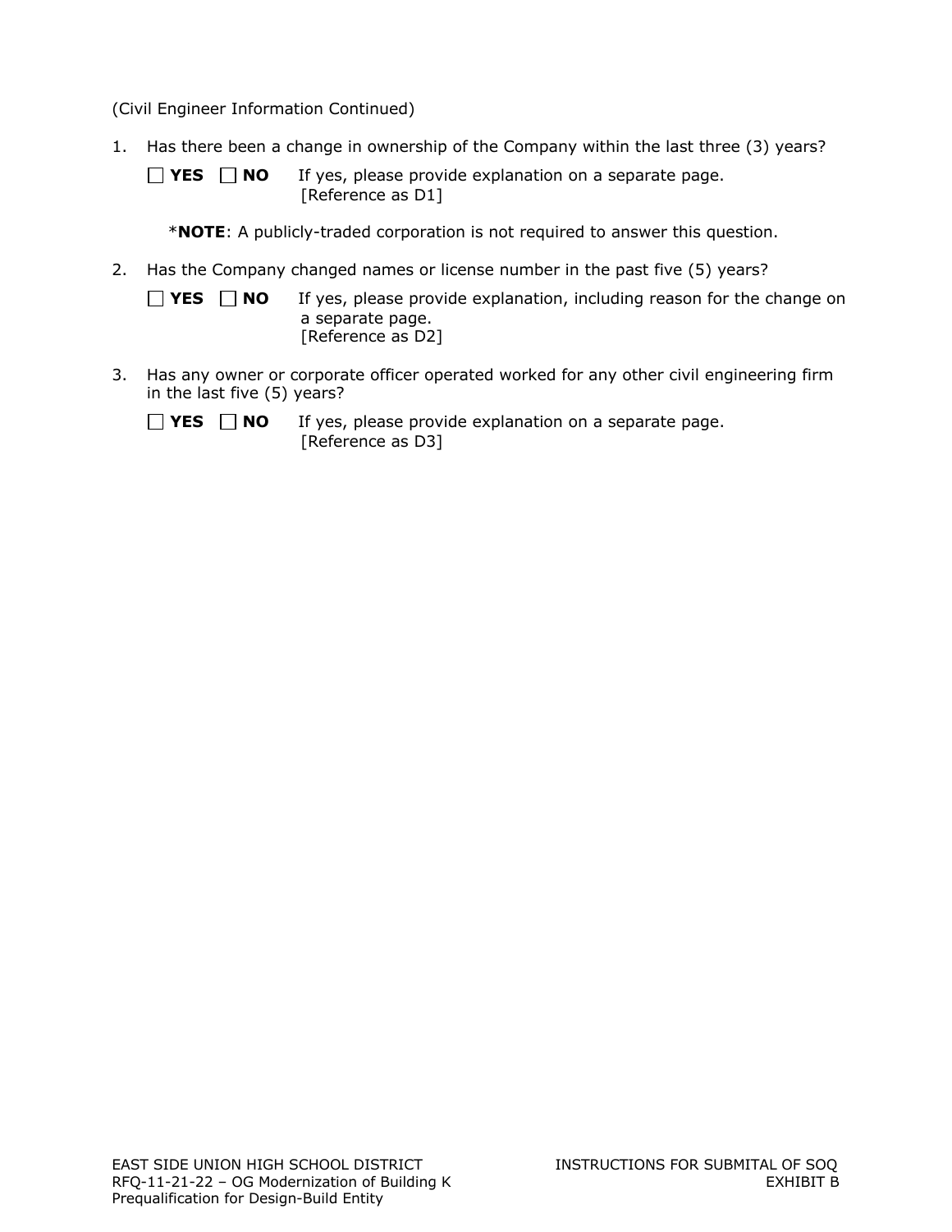(Civil Engineer Information Continued)

1. Has there been a change in ownership of the Company within the last three (3) years?

   ☐ **YES** ☐ **NO** If yes, please provide explanation on a separate page. [Reference as D1]

   ***NOTE**: A publicly-traded corporation is not required to answer this question.

2. Has the Company changed names or license number in the past five (5) years?

   ☐ **YES** ☐ **NO** If yes, please provide explanation, including reason for the change on a separate page. [Reference as D2]

3. Has any owner or corporate officer operated worked for any other civil engineering firm in the last five (5) years?

   ☐ **YES** ☐ **NO** If yes, please provide explanation on a separate page. [Reference as D3]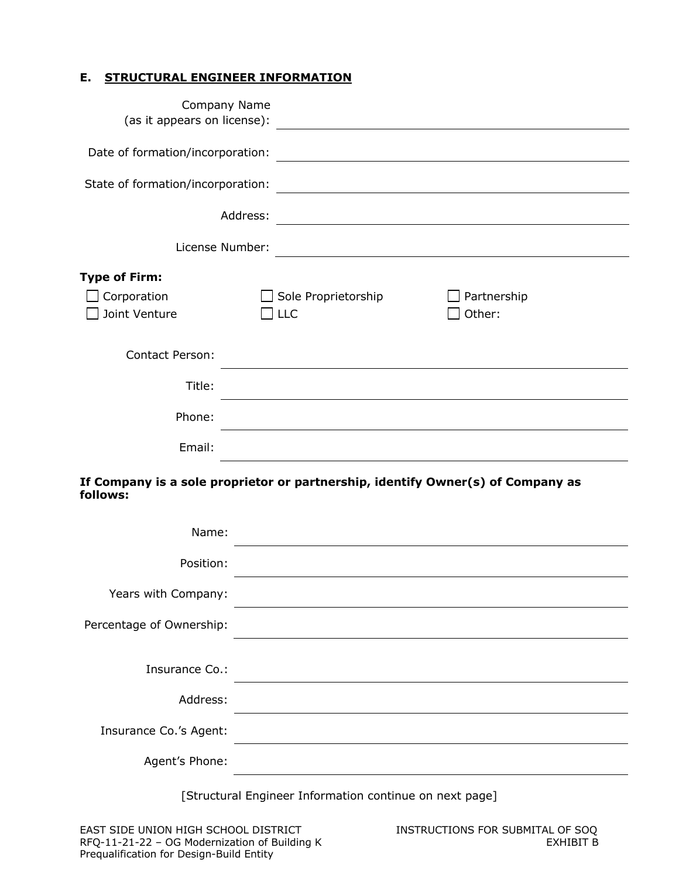## E. STRUCTURAL ENGINEER INFORMATION

Company Name (as it appears on license): ______________________________

Date of formation/incorporation: ______________________________

State of formation/incorporation: ______________________________

Address: ______________________________

License Number: ______________________________

**Type of Firm:**

☐ Corporation ☐ Sole Proprietorship ☐ Partnership
☐ Joint Venture ☐ LLC ☐ Other:

Contact Person: ______________________________

Title: ______________________________

Phone: ______________________________

Email: ______________________________

**If Company is a sole proprietor or partnership, identify Owner(s) of Company as follows:**

Name: ______________________________

Position: ______________________________

Years with Company: ______________________________

Percentage of Ownership: ______________________________

Insurance Co.: ______________________________

Address: ______________________________

Insurance Co.'s Agent: ______________________________

Agent's Phone: ______________________________

[Structural Engineer Information continue on next page]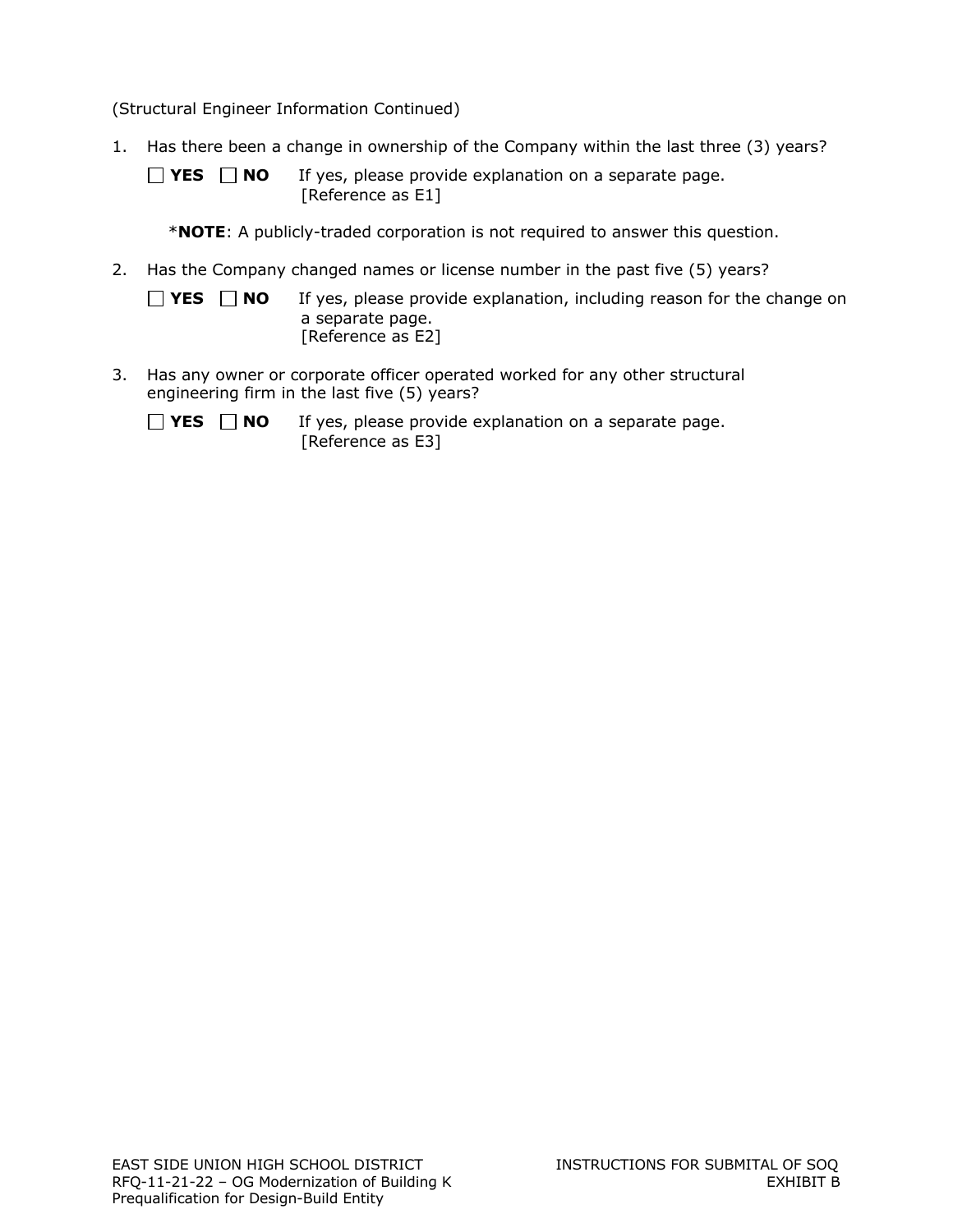(Structural Engineer Information Continued)

1. Has there been a change in ownership of the Company within the last three (3) years?

   ☐ **YES** ☐ **NO** If yes, please provide explanation on a separate page. [Reference as E1]

   ***NOTE**: A publicly-traded corporation is not required to answer this question.

2. Has the Company changed names or license number in the past five (5) years?

   ☐ **YES** ☐ **NO** If yes, please provide explanation, including reason for the change on a separate page. [Reference as E2]

3. Has any owner or corporate officer operated worked for any other structural engineering firm in the last five (5) years?

   ☐ **YES** ☐ **NO** If yes, please provide explanation on a separate page. [Reference as E3]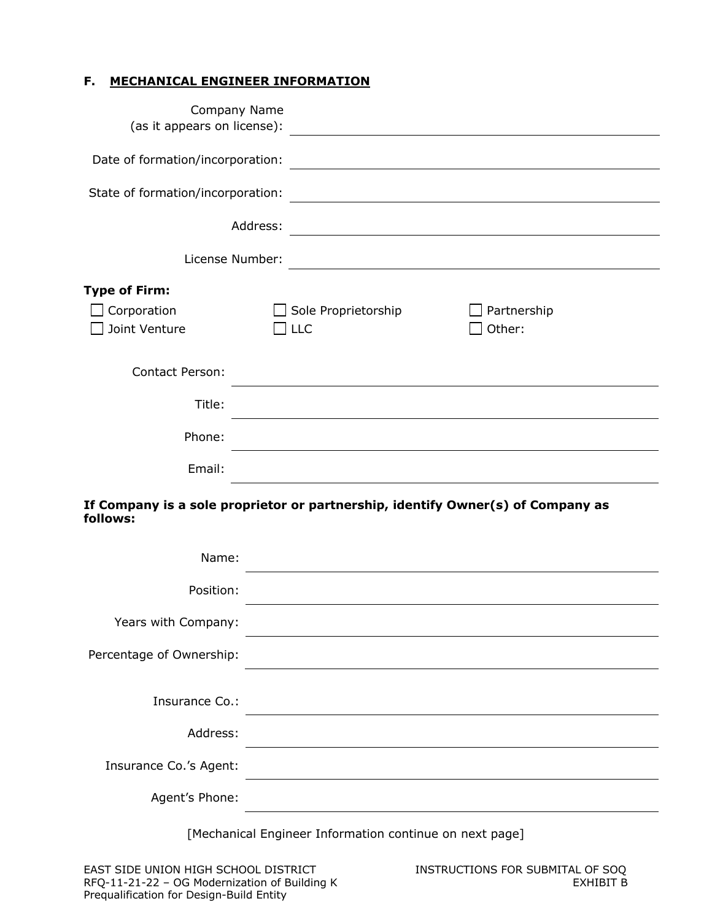## F. MECHANICAL ENGINEER INFORMATION

Company Name (as it appears on license): \_\_\_\_\_\_\_\_\_\_\_\_\_\_\_\_\_\_\_\_\_\_\_\_\_\_\_\_\_\_\_\_\_\_\_\_\_\_\_\_

Date of formation/incorporation: \_\_\_\_\_\_\_\_\_\_\_\_\_\_\_\_\_\_\_\_\_\_\_\_\_\_\_\_\_\_\_\_\_\_\_\_\_\_\_\_

State of formation/incorporation: \_\_\_\_\_\_\_\_\_\_\_\_\_\_\_\_\_\_\_\_\_\_\_\_\_\_\_\_\_\_\_\_\_\_\_\_\_\_\_\_

Address: \_\_\_\_\_\_\_\_\_\_\_\_\_\_\_\_\_\_\_\_\_\_\_\_\_\_\_\_\_\_\_\_\_\_\_\_\_\_\_\_

License Number: \_\_\_\_\_\_\_\_\_\_\_\_\_\_\_\_\_\_\_\_\_\_\_\_\_\_\_\_\_\_\_\_\_\_\_\_\_\_\_\_

**Type of Firm:**

- ☐ Corporation
- ☐ Sole Proprietorship
- ☐ Partnership
- ☐ Joint Venture
- ☐ LLC
- ☐ Other:

Contact Person: \_\_\_\_\_\_\_\_\_\_\_\_\_\_\_\_\_\_\_\_\_\_\_\_\_\_\_\_\_\_\_\_\_\_\_\_\_\_\_\_

Title: \_\_\_\_\_\_\_\_\_\_\_\_\_\_\_\_\_\_\_\_\_\_\_\_\_\_\_\_\_\_\_\_\_\_\_\_\_\_\_\_

Phone: \_\_\_\_\_\_\_\_\_\_\_\_\_\_\_\_\_\_\_\_\_\_\_\_\_\_\_\_\_\_\_\_\_\_\_\_\_\_\_\_

Email: \_\_\_\_\_\_\_\_\_\_\_\_\_\_\_\_\_\_\_\_\_\_\_\_\_\_\_\_\_\_\_\_\_\_\_\_\_\_\_\_

**If Company is a sole proprietor or partnership, identify Owner(s) of Company as follows:**

Name: \_\_\_\_\_\_\_\_\_\_\_\_\_\_\_\_\_\_\_\_\_\_\_\_\_\_\_\_\_\_\_\_\_\_\_\_\_\_\_\_

Position: \_\_\_\_\_\_\_\_\_\_\_\_\_\_\_\_\_\_\_\_\_\_\_\_\_\_\_\_\_\_\_\_\_\_\_\_\_\_\_\_

Years with Company: \_\_\_\_\_\_\_\_\_\_\_\_\_\_\_\_\_\_\_\_\_\_\_\_\_\_\_\_\_\_\_\_\_\_\_\_\_\_\_\_

Percentage of Ownership: \_\_\_\_\_\_\_\_\_\_\_\_\_\_\_\_\_\_\_\_\_\_\_\_\_\_\_\_\_\_\_\_\_\_\_\_\_\_\_\_

Insurance Co.: \_\_\_\_\_\_\_\_\_\_\_\_\_\_\_\_\_\_\_\_\_\_\_\_\_\_\_\_\_\_\_\_\_\_\_\_\_\_\_\_

Address: \_\_\_\_\_\_\_\_\_\_\_\_\_\_\_\_\_\_\_\_\_\_\_\_\_\_\_\_\_\_\_\_\_\_\_\_\_\_\_\_

Insurance Co.'s Agent: \_\_\_\_\_\_\_\_\_\_\_\_\_\_\_\_\_\_\_\_\_\_\_\_\_\_\_\_\_\_\_\_\_\_\_\_\_\_\_\_

Agent's Phone: \_\_\_\_\_\_\_\_\_\_\_\_\_\_\_\_\_\_\_\_\_\_\_\_\_\_\_\_\_\_\_\_\_\_\_\_\_\_\_\_

[Mechanical Engineer Information continue on next page]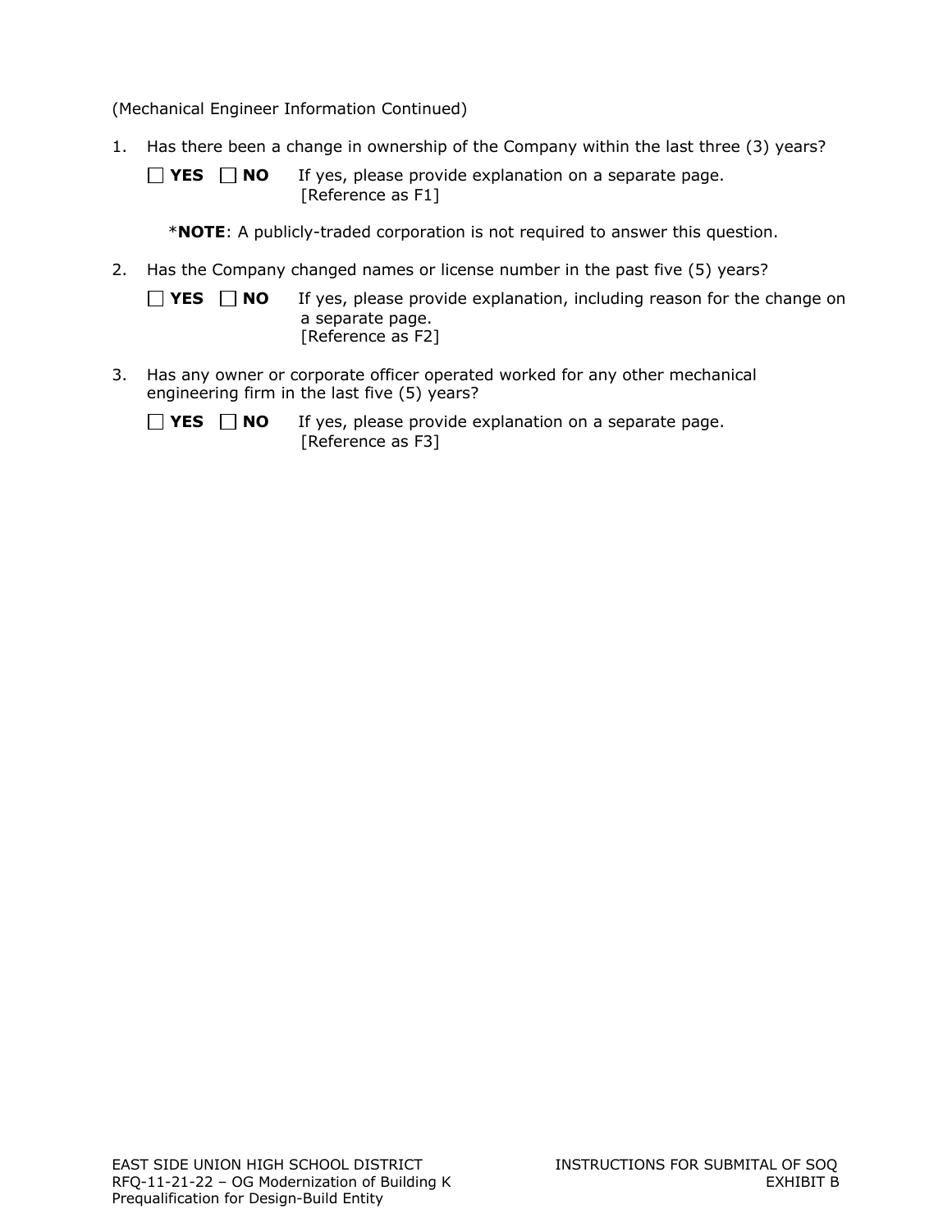(Mechanical Engineer Information Continued)

1. Has there been a change in ownership of the Company within the last three (3) years?

   ☐ **YES** ☐ **NO** If yes, please provide explanation on a separate page. [Reference as F1]

   ***NOTE**: A publicly-traded corporation is not required to answer this question.

2. Has the Company changed names or license number in the past five (5) years?

   ☐ **YES** ☐ **NO** If yes, please provide explanation, including reason for the change on a separate page. [Reference as F2]

3. Has any owner or corporate officer operated worked for any other mechanical engineering firm in the last five (5) years?

   ☐ **YES** ☐ **NO** If yes, please provide explanation on a separate page. [Reference as F3]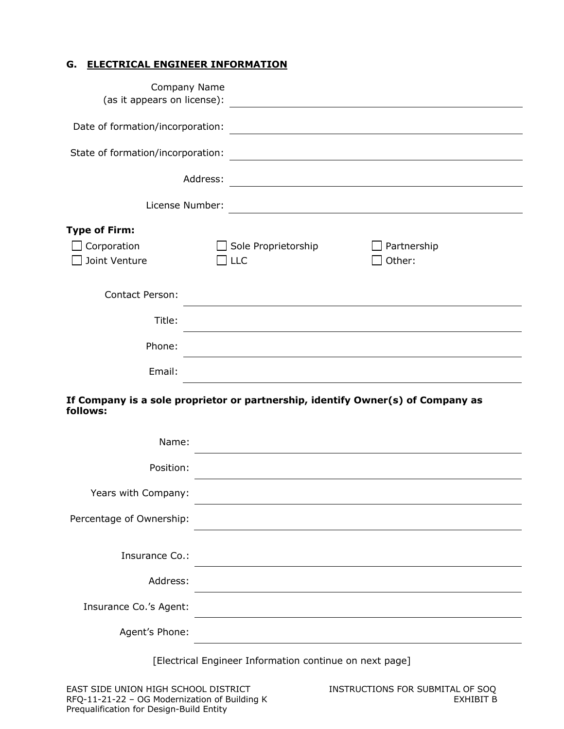## G. ELECTRICAL ENGINEER INFORMATION

Company Name (as it appears on license): ______________________________

Date of formation/incorporation: ______________________________

State of formation/incorporation: ______________________________

Address: ______________________________

License Number: ______________________________

**Type of Firm:**

- ☐ Corporation
- ☐ Sole Proprietorship
- ☐ Partnership
- ☐ Joint Venture
- ☐ LLC
- ☐ Other:

Contact Person: ______________________________

Title: ______________________________

Phone: ______________________________

Email: ______________________________

**If Company is a sole proprietor or partnership, identify Owner(s) of Company as follows:**

Name: ______________________________

Position: ______________________________

Years with Company: ______________________________

Percentage of Ownership: ______________________________

Insurance Co.: ______________________________

Address: ______________________________

Insurance Co.'s Agent: ______________________________

Agent's Phone: ______________________________

[Electrical Engineer Information continue on next page]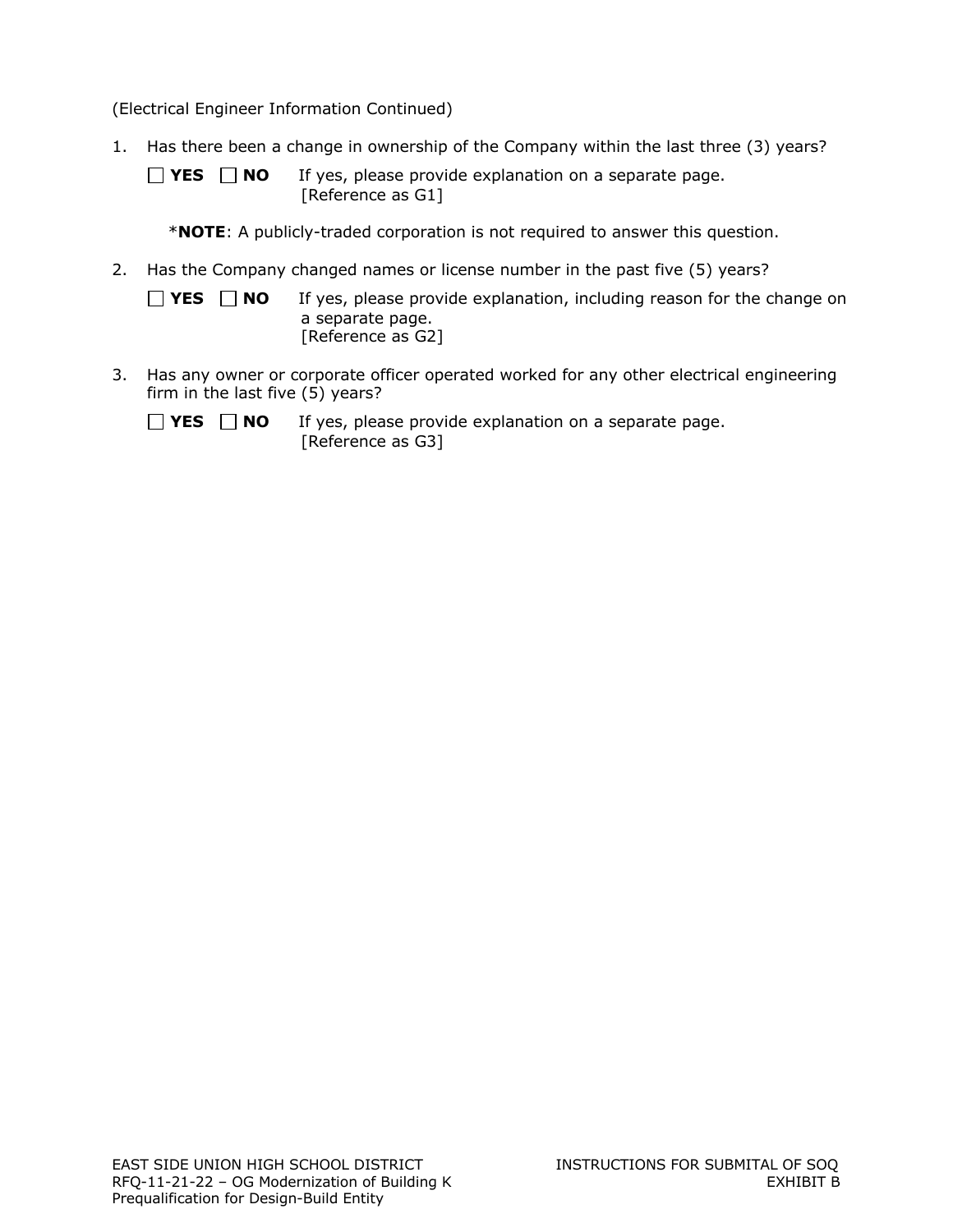(Electrical Engineer Information Continued)

1. Has there been a change in ownership of the Company within the last three (3) years?

   ☐ **YES** ☐ **NO** If yes, please provide explanation on a separate page.
   [Reference as G1]

   ***NOTE**: A publicly-traded corporation is not required to answer this question.

2. Has the Company changed names or license number in the past five (5) years?

   ☐ **YES** ☐ **NO** If yes, please provide explanation, including reason for the change on a separate page.
   [Reference as G2]

3. Has any owner or corporate officer operated worked for any other electrical engineering firm in the last five (5) years?

   ☐ **YES** ☐ **NO** If yes, please provide explanation on a separate page.
   [Reference as G3]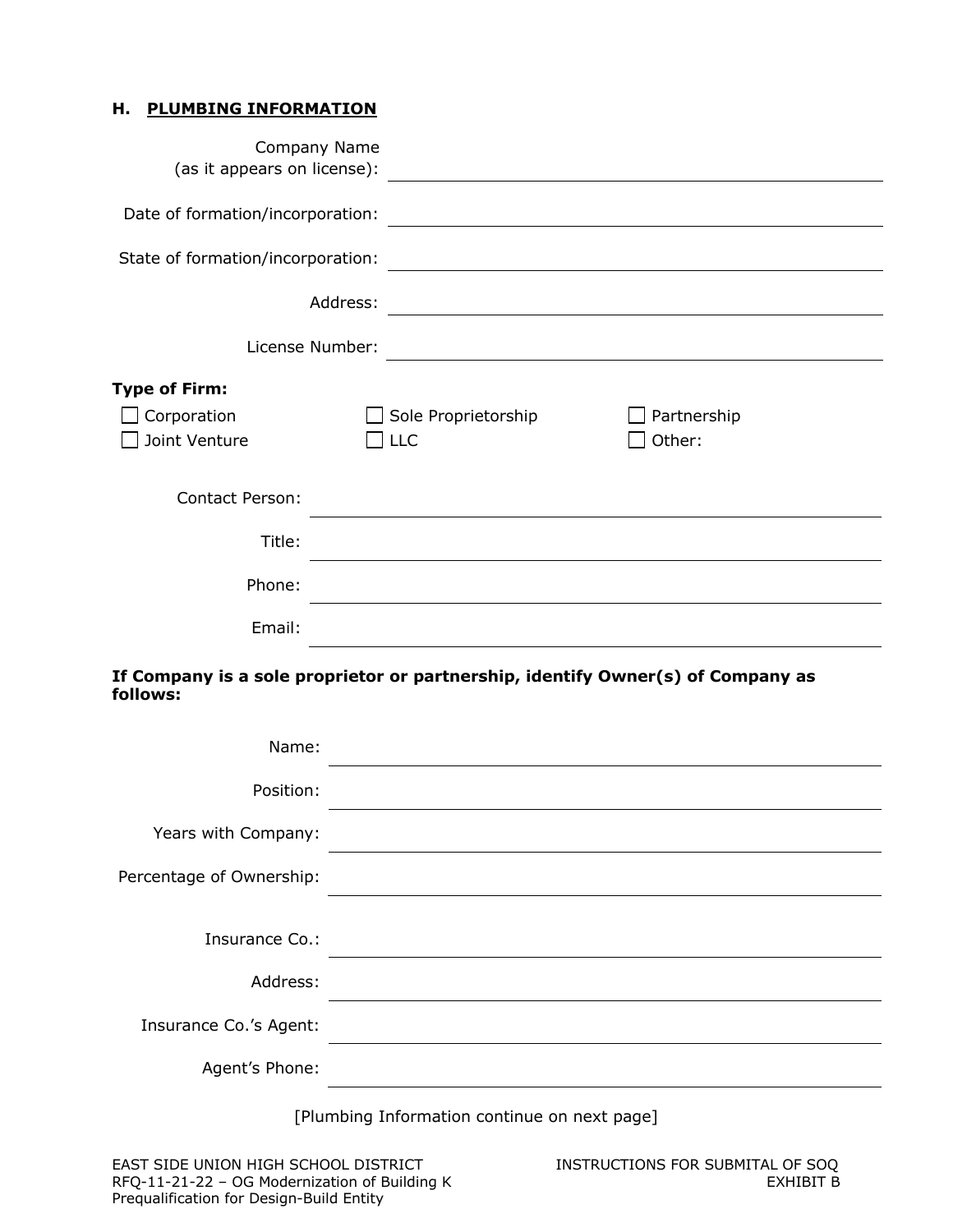## H. PLUMBING INFORMATION

Company Name (as it appears on license): \_\_\_\_\_\_\_\_\_\_\_\_\_\_\_\_\_\_\_\_\_\_\_\_\_\_\_\_\_\_

Date of formation/incorporation: \_\_\_\_\_\_\_\_\_\_\_\_\_\_\_\_\_\_\_\_\_\_\_\_\_\_\_\_\_\_

State of formation/incorporation: \_\_\_\_\_\_\_\_\_\_\_\_\_\_\_\_\_\_\_\_\_\_\_\_\_\_\_\_\_\_

Address: \_\_\_\_\_\_\_\_\_\_\_\_\_\_\_\_\_\_\_\_\_\_\_\_\_\_\_\_\_\_

License Number: \_\_\_\_\_\_\_\_\_\_\_\_\_\_\_\_\_\_\_\_\_\_\_\_\_\_\_\_\_\_

**Type of Firm:**

- ☐ Corporation
- ☐ Sole Proprietorship
- ☐ Partnership
- ☐ Joint Venture
- ☐ LLC
- ☐ Other:

Contact Person: \_\_\_\_\_\_\_\_\_\_\_\_\_\_\_\_\_\_\_\_\_\_\_\_\_\_\_\_\_\_

Title: \_\_\_\_\_\_\_\_\_\_\_\_\_\_\_\_\_\_\_\_\_\_\_\_\_\_\_\_\_\_

Phone: \_\_\_\_\_\_\_\_\_\_\_\_\_\_\_\_\_\_\_\_\_\_\_\_\_\_\_\_\_\_

Email: \_\_\_\_\_\_\_\_\_\_\_\_\_\_\_\_\_\_\_\_\_\_\_\_\_\_\_\_\_\_

**If Company is a sole proprietor or partnership, identify Owner(s) of Company as follows:**

Name: \_\_\_\_\_\_\_\_\_\_\_\_\_\_\_\_\_\_\_\_\_\_\_\_\_\_\_\_\_\_

Position: \_\_\_\_\_\_\_\_\_\_\_\_\_\_\_\_\_\_\_\_\_\_\_\_\_\_\_\_\_\_

Years with Company: \_\_\_\_\_\_\_\_\_\_\_\_\_\_\_\_\_\_\_\_\_\_\_\_\_\_\_\_\_\_

Percentage of Ownership: \_\_\_\_\_\_\_\_\_\_\_\_\_\_\_\_\_\_\_\_\_\_\_\_\_\_\_\_\_\_

Insurance Co.: \_\_\_\_\_\_\_\_\_\_\_\_\_\_\_\_\_\_\_\_\_\_\_\_\_\_\_\_\_\_

Address: \_\_\_\_\_\_\_\_\_\_\_\_\_\_\_\_\_\_\_\_\_\_\_\_\_\_\_\_\_\_

Insurance Co.'s Agent: \_\_\_\_\_\_\_\_\_\_\_\_\_\_\_\_\_\_\_\_\_\_\_\_\_\_\_\_\_\_

Agent's Phone: \_\_\_\_\_\_\_\_\_\_\_\_\_\_\_\_\_\_\_\_\_\_\_\_\_\_\_\_\_\_

[Plumbing Information continue on next page]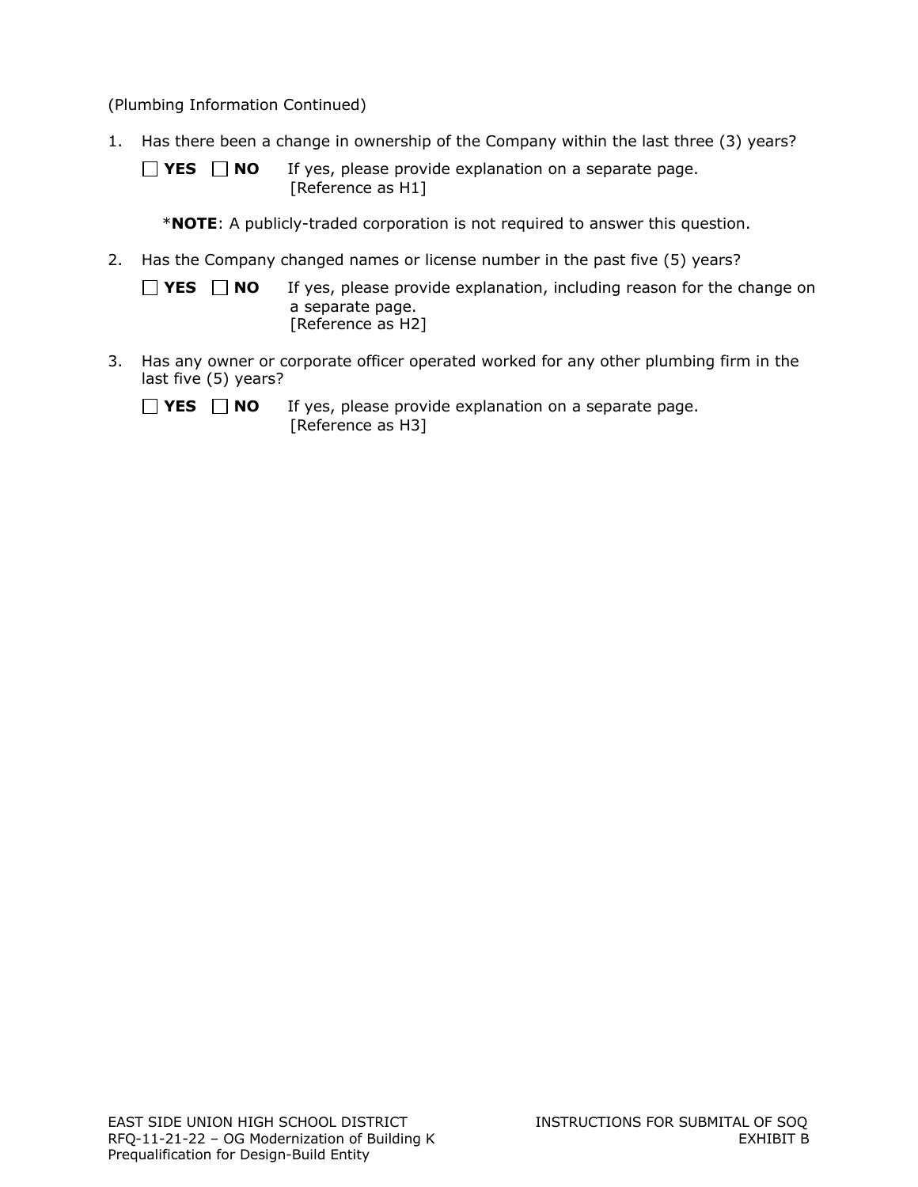(Plumbing Information Continued)

1. Has there been a change in ownership of the Company within the last three (3) years?

   ☐ **YES** ☐ **NO** If yes, please provide explanation on a separate page. [Reference as H1]

   ***NOTE**: A publicly-traded corporation is not required to answer this question.

2. Has the Company changed names or license number in the past five (5) years?

   ☐ **YES** ☐ **NO** If yes, please provide explanation, including reason for the change on a separate page. [Reference as H2]

3. Has any owner or corporate officer operated worked for any other plumbing firm in the last five (5) years?

   ☐ **YES** ☐ **NO** If yes, please provide explanation on a separate page. [Reference as H3]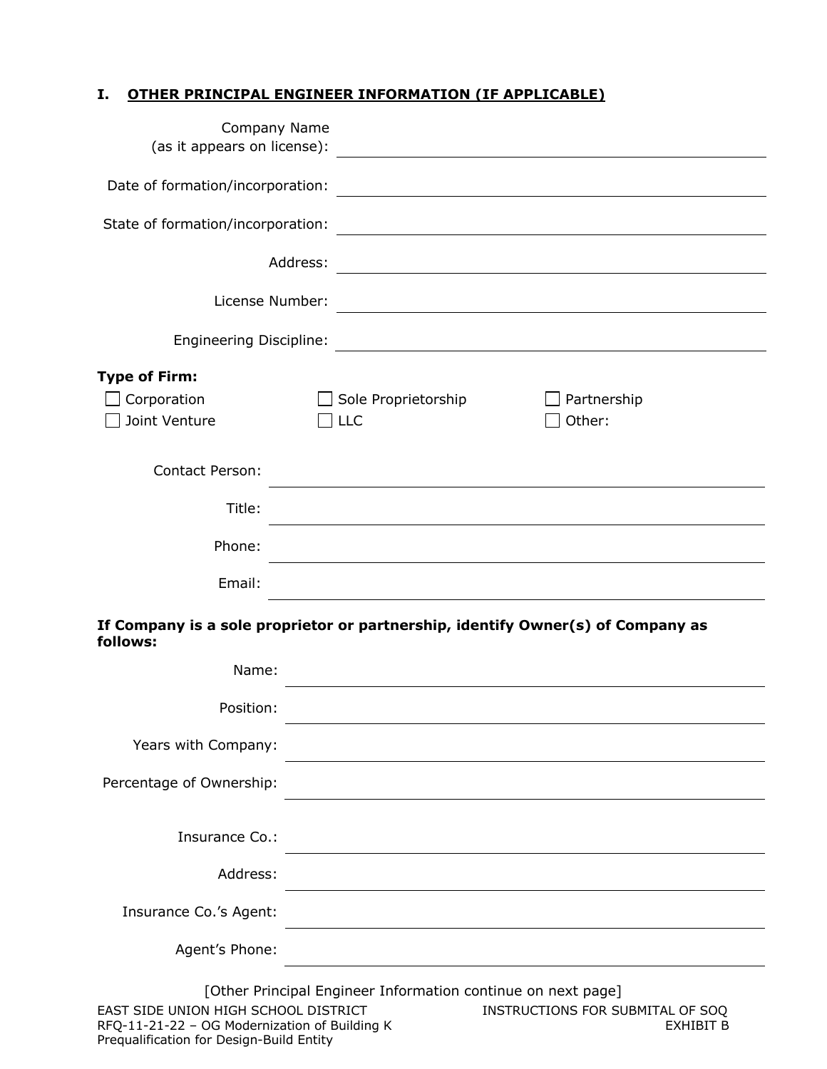## I. OTHER PRINCIPAL ENGINEER INFORMATION (IF APPLICABLE)

Company Name (as it appears on license): ______________________________

Date of formation/incorporation: ______________________________

State of formation/incorporation: ______________________________

Address: ______________________________

License Number: ______________________________

Engineering Discipline: ______________________________

**Type of Firm:**

☐ Corporation ☐ Sole Proprietorship ☐ Partnership
☐ Joint Venture ☐ LLC ☐ Other:

Contact Person: ______________________________

Title: ______________________________

Phone: ______________________________

Email: ______________________________

**If Company is a sole proprietor or partnership, identify Owner(s) of Company as follows:**

Name: ______________________________

Position: ______________________________

Years with Company: ______________________________

Percentage of Ownership: ______________________________

Insurance Co.: ______________________________

Address: ______________________________

Insurance Co.'s Agent: ______________________________

Agent's Phone: ______________________________

[Other Principal Engineer Information continue on next page]

EAST SIDE UNION HIGH SCHOOL DISTRICT
RFQ-11-21-22 – OG Modernization of Building K
Prequalification for Design-Build Entity

INSTRUCTIONS FOR SUBMITAL OF SOQ
EXHIBIT B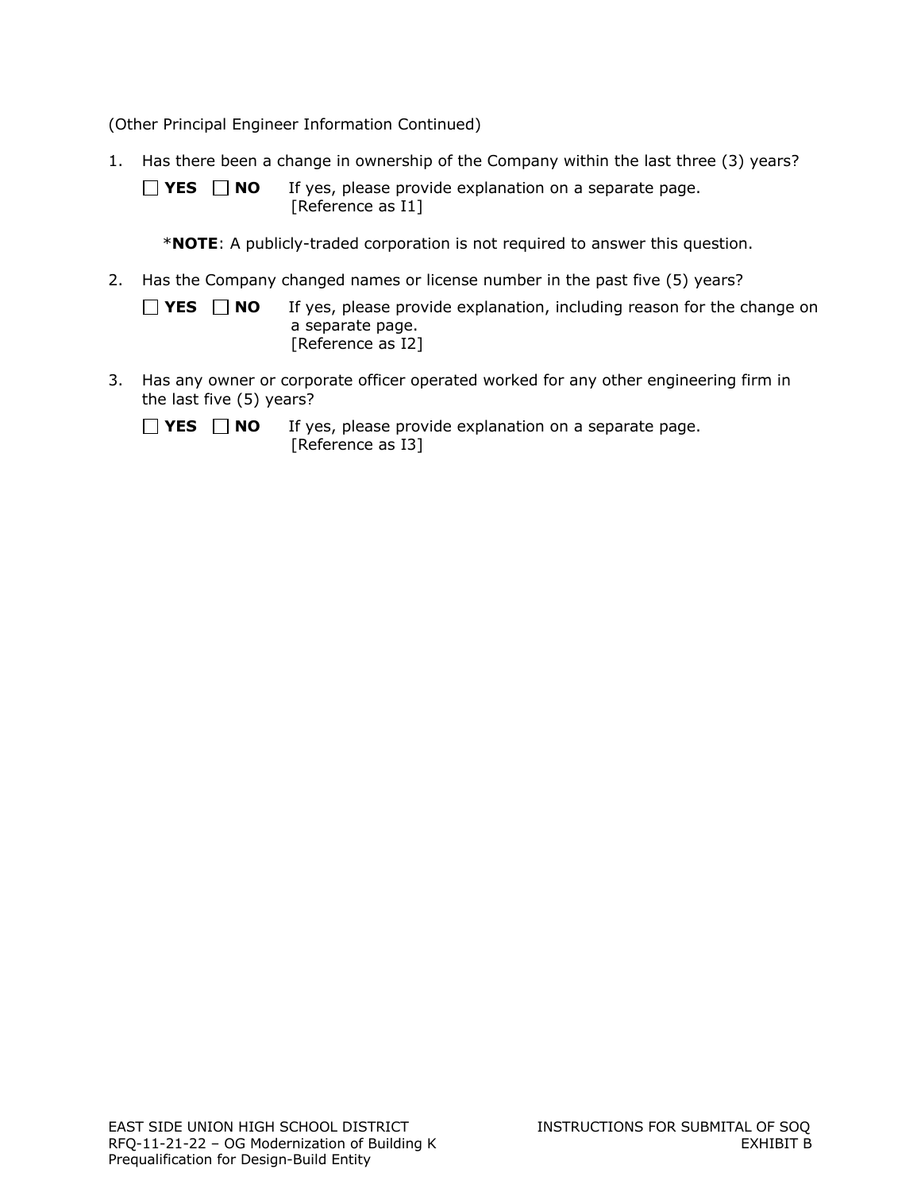(Other Principal Engineer Information Continued)

1. Has there been a change in ownership of the Company within the last three (3) years?

   ☐ **YES** ☐ **NO** If yes, please provide explanation on a separate page. [Reference as I1]

   \***NOTE**: A publicly-traded corporation is not required to answer this question.

2. Has the Company changed names or license number in the past five (5) years?

   ☐ **YES** ☐ **NO** If yes, please provide explanation, including reason for the change on a separate page. [Reference as I2]

3. Has any owner or corporate officer operated worked for any other engineering firm in the last five (5) years?

   ☐ **YES** ☐ **NO** If yes, please provide explanation on a separate page. [Reference as I3]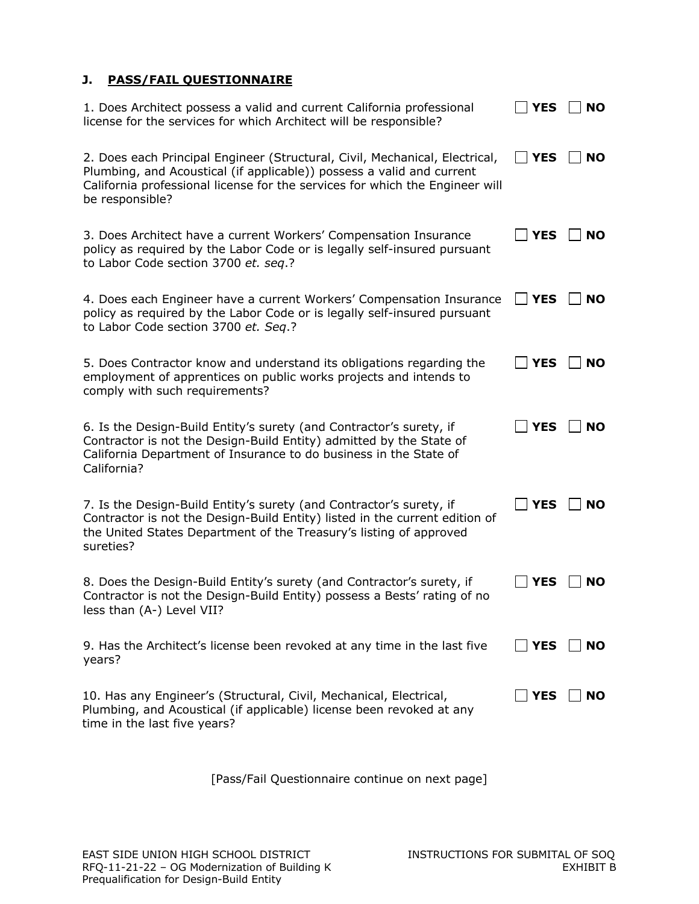## J. PASS/FAIL QUESTIONNAIRE

1. Does Architect possess a valid and current California professional license for the services for which Architect will be responsible? ☐ **YES** ☐ **NO**

2. Does each Principal Engineer (Structural, Civil, Mechanical, Electrical, Plumbing, and Acoustical (if applicable)) possess a valid and current California professional license for the services for which the Engineer will be responsible? ☐ **YES** ☐ **NO**

3. Does Architect have a current Workers' Compensation Insurance policy as required by the Labor Code or is legally self-insured pursuant to Labor Code section 3700 *et. seq*.? ☐ **YES** ☐ **NO**

4. Does each Engineer have a current Workers' Compensation Insurance policy as required by the Labor Code or is legally self-insured pursuant to Labor Code section 3700 *et. Seq*.? ☐ **YES** ☐ **NO**

5. Does Contractor know and understand its obligations regarding the employment of apprentices on public works projects and intends to comply with such requirements? ☐ **YES** ☐ **NO**

6. Is the Design-Build Entity's surety (and Contractor's surety, if Contractor is not the Design-Build Entity) admitted by the State of California Department of Insurance to do business in the State of California? ☐ **YES** ☐ **NO**

7. Is the Design-Build Entity's surety (and Contractor's surety, if Contractor is not the Design-Build Entity) listed in the current edition of the United States Department of the Treasury's listing of approved sureties? ☐ **YES** ☐ **NO**

8. Does the Design-Build Entity's surety (and Contractor's surety, if Contractor is not the Design-Build Entity) possess a Bests' rating of no less than (A-) Level VII? ☐ **YES** ☐ **NO**

9. Has the Architect's license been revoked at any time in the last five years? ☐ **YES** ☐ **NO**

10. Has any Engineer's (Structural, Civil, Mechanical, Electrical, Plumbing, and Acoustical (if applicable) license been revoked at any time in the last five years? ☐ **YES** ☐ **NO**

[Pass/Fail Questionnaire continue on next page]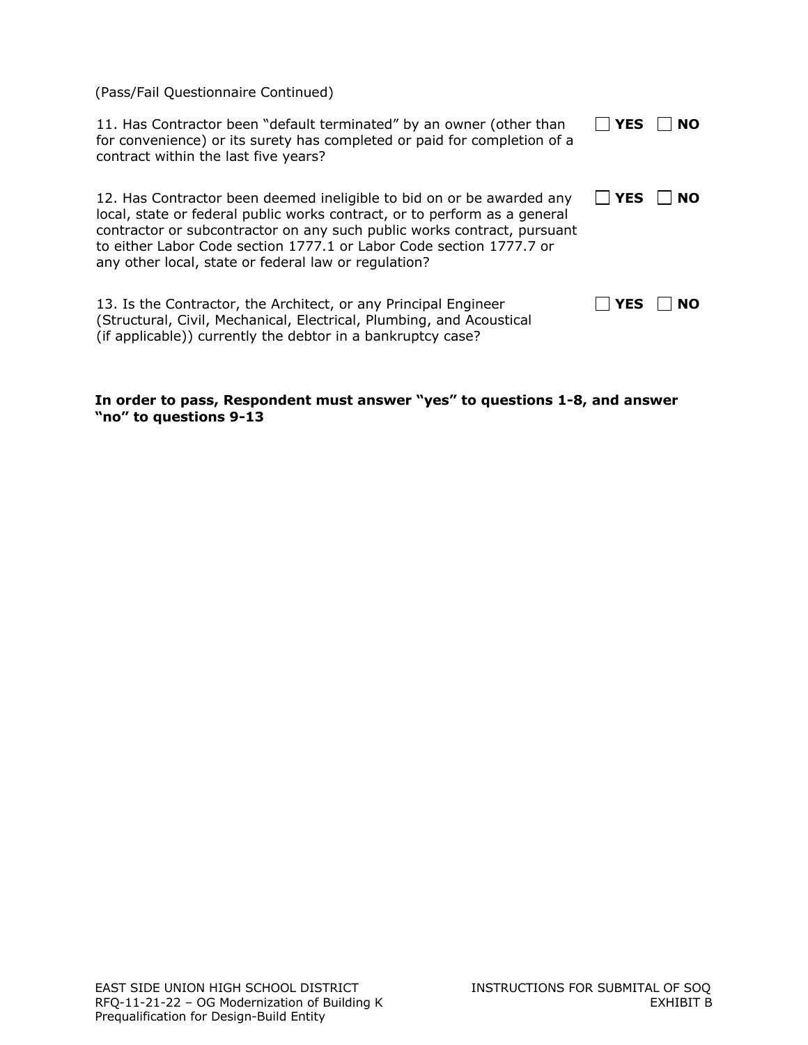(Pass/Fail Questionnaire Continued)

11. Has Contractor been "default terminated" by an owner (other than for convenience) or its surety has completed or paid for completion of a contract within the last five years? ☐ **YES** ☐ **NO**

12. Has Contractor been deemed ineligible to bid on or be awarded any local, state or federal public works contract, or to perform as a general contractor or subcontractor on any such public works contract, pursuant to either Labor Code section 1777.1 or Labor Code section 1777.7 or any other local, state or federal law or regulation? ☐ **YES** ☐ **NO**

13. Is the Contractor, the Architect, or any Principal Engineer (Structural, Civil, Mechanical, Electrical, Plumbing, and Acoustical (if applicable)) currently the debtor in a bankruptcy case? ☐ **YES** ☐ **NO**

**In order to pass, Respondent must answer "yes" to questions 1-8, and answer "no" to questions 9-13**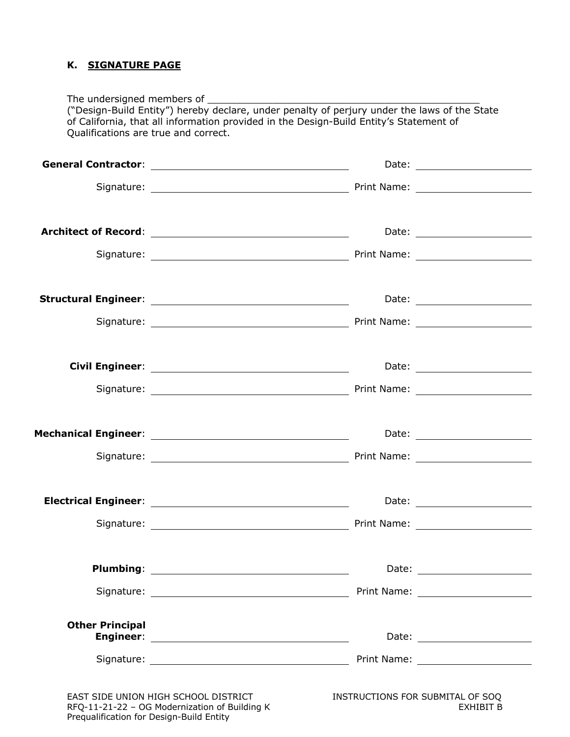### K. SIGNATURE PAGE

The undersigned members of _______________________________________________ ("Design-Build Entity") hereby declare, under penalty of perjury under the laws of the State of California, that all information provided in the Design-Build Entity's Statement of Qualifications are true and correct.

**General Contractor**: ______________________________ Date: ____________________

Signature: ______________________________ Print Name: ____________________

**Architect of Record**: ______________________________ Date: ____________________

Signature: ______________________________ Print Name: ____________________

**Structural Engineer**: ______________________________ Date: ____________________

Signature: ______________________________ Print Name: ____________________

**Civil Engineer**: ______________________________ Date: ____________________

Signature: ______________________________ Print Name: ____________________

**Mechanical Engineer**: ______________________________ Date: ____________________

Signature: ______________________________ Print Name: ____________________

**Electrical Engineer**: ______________________________ Date: ____________________

Signature: ______________________________ Print Name: ____________________

**Plumbing**: ______________________________ Date: ____________________

Signature: ______________________________ Print Name: ____________________

**Other Principal Engineer**: ______________________________ Date: ____________________

Signature: ______________________________ Print Name: ____________________